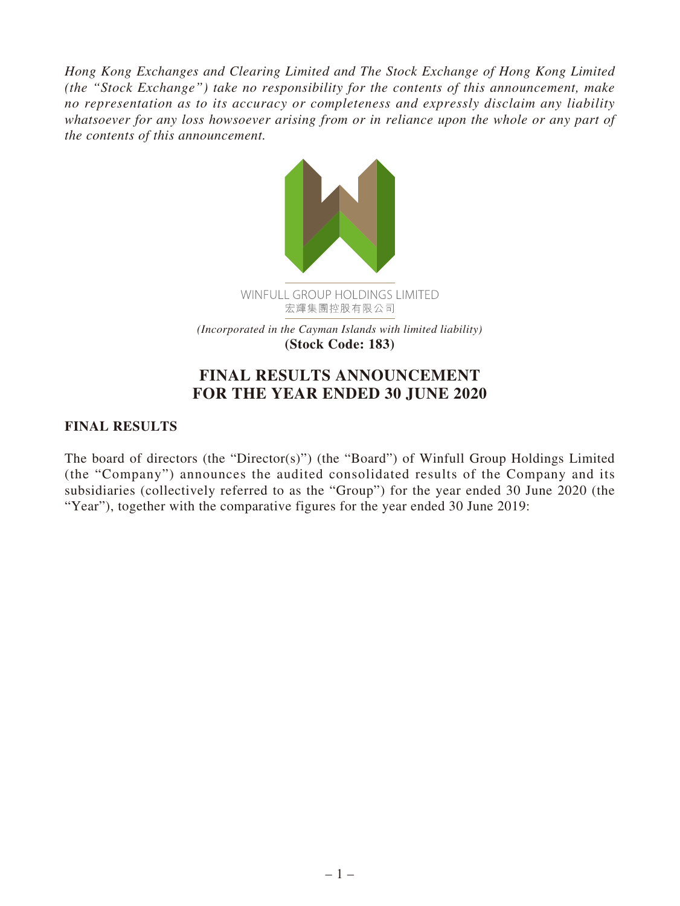*Hong Kong Exchanges and Clearing Limited and The Stock Exchange of Hong Kong Limited (the "Stock Exchange") take no responsibility for the contents of this announcement, make no representation as to its accuracy or completeness and expressly disclaim any liability whatsoever for any loss howsoever arising from or in reliance upon the whole or any part of the contents of this announcement.*

WINFULL GROUP HOLDINGS LIMITED
宏輝集團控股有限公司

*(Incorporated in the Cayman Islands with limited liability)*
**(Stock Code: 183)**

# FINAL RESULTS ANNOUNCEMENT FOR THE YEAR ENDED 30 JUNE 2020

## FINAL RESULTS

The board of directors (the "Director(s)") (the "Board") of Winfull Group Holdings Limited (the "Company") announces the audited consolidated results of the Company and its subsidiaries (collectively referred to as the "Group") for the year ended 30 June 2020 (the "Year"), together with the comparative figures for the year ended 30 June 2019: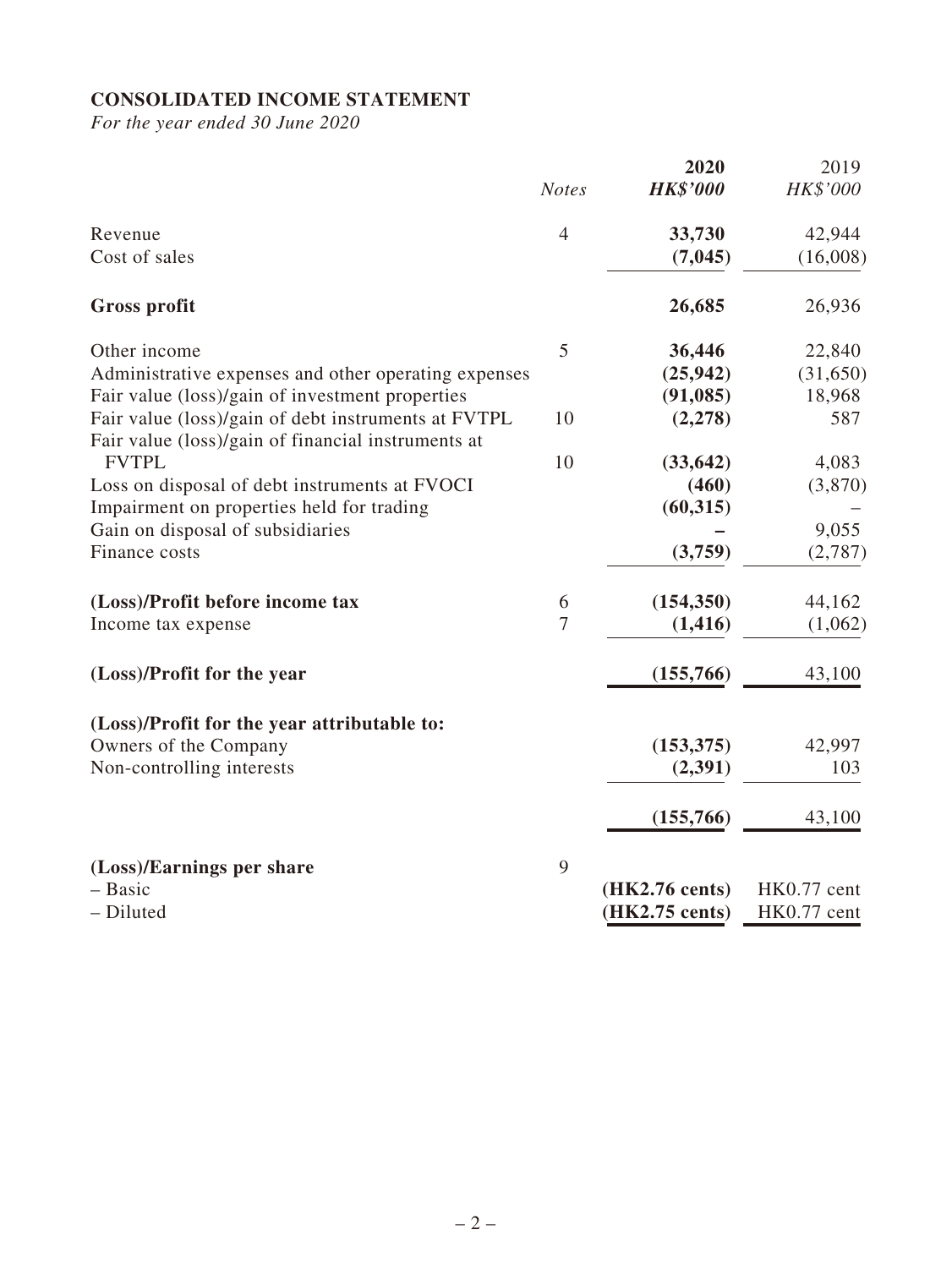**CONSOLIDATED INCOME STATEMENT**

*For the year ended 30 June 2020*

| | *Notes* | **2020** | 2019 |
|---|---|---|---|
| | | ***HK$'000*** | *HK$'000* |
| Revenue | 4 | **33,730** | 42,944 |
| Cost of sales | | **(7,045)** | (16,008) |
| **Gross profit** | | **26,685** | 26,936 |
| Other income | 5 | **36,446** | 22,840 |
| Administrative expenses and other operating expenses | | **(25,942)** | (31,650) |
| Fair value (loss)/gain of investment properties | | **(91,085)** | 18,968 |
| Fair value (loss)/gain of debt instruments at FVTPL | 10 | **(2,278)** | 587 |
| Fair value (loss)/gain of financial instruments at FVTPL | 10 | **(33,642)** | 4,083 |
| Loss on disposal of debt instruments at FVOCI | | **(460)** | (3,870) |
| Impairment on properties held for trading | | **(60,315)** | – |
| Gain on disposal of subsidiaries | | **–** | 9,055 |
| Finance costs | | **(3,759)** | (2,787) |
| **(Loss)/Profit before income tax** | 6 | **(154,350)** | 44,162 |
| Income tax expense | 7 | **(1,416)** | (1,062) |
| **(Loss)/Profit for the year** | | **(155,766)** | 43,100 |
| **(Loss)/Profit for the year attributable to:** | | | |
| Owners of the Company | | **(153,375)** | 42,997 |
| Non-controlling interests | | **(2,391)** | 103 |
| | | **(155,766)** | 43,100 |
| **(Loss)/Earnings per share** | 9 | | |
| – Basic | | **(HK2.76 cents)** | HK0.77 cent |
| – Diluted | | **(HK2.75 cents)** | HK0.77 cent |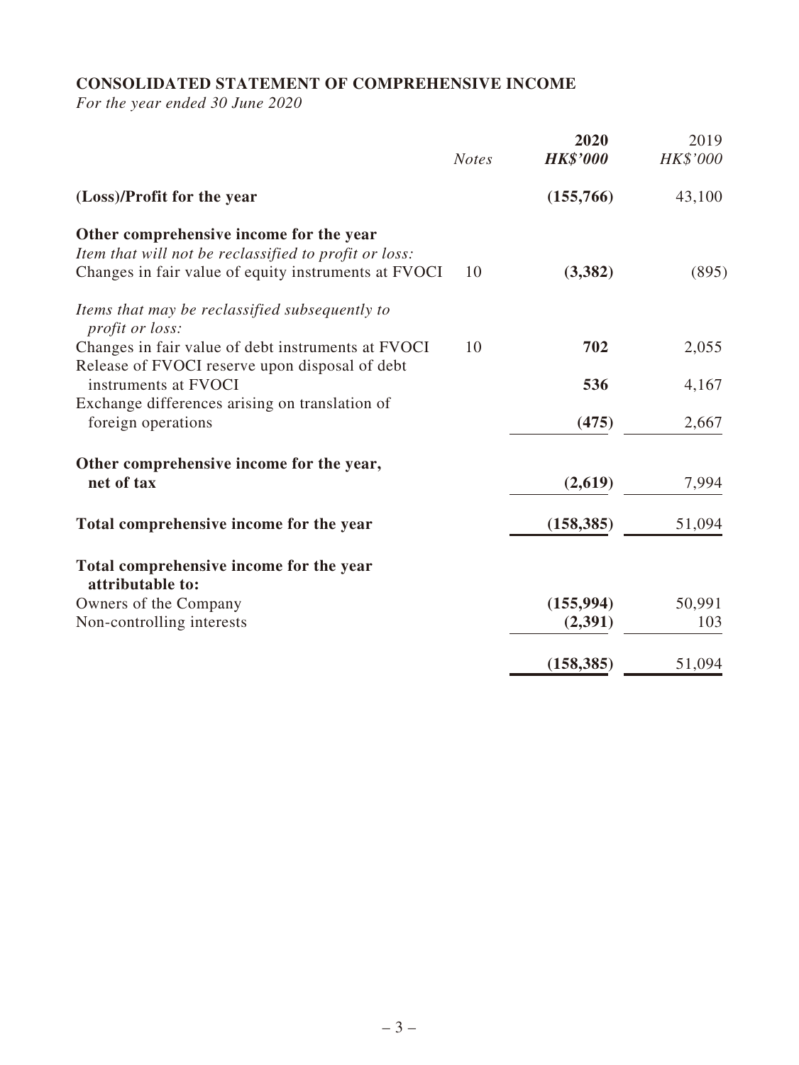**CONSOLIDATED STATEMENT OF COMPREHENSIVE INCOME**

*For the year ended 30 June 2020*

| | *Notes* | **2020** ***HK$'000*** | 2019 *HK$'000* |
|---|---|---|---|
| **(Loss)/Profit for the year** | | **(155,766)** | 43,100 |
| **Other comprehensive income for the year** | | | |
| *Item that will not be reclassified to profit or loss:* | | | |
| Changes in fair value of equity instruments at FVOCI | 10 | **(3,382)** | (895) |
| *Items that may be reclassified subsequently to profit or loss:* | | | |
| Changes in fair value of debt instruments at FVOCI | 10 | **702** | 2,055 |
| Release of FVOCI reserve upon disposal of debt instruments at FVOCI | | **536** | 4,167 |
| Exchange differences arising on translation of foreign operations | | **(475)** | 2,667 |
| **Other comprehensive income for the year, net of tax** | | **(2,619)** | 7,994 |
| **Total comprehensive income for the year** | | **(158,385)** | 51,094 |
| **Total comprehensive income for the year attributable to:** | | | |
| Owners of the Company | | **(155,994)** | 50,991 |
| Non-controlling interests | | **(2,391)** | 103 |
| | | **(158,385)** | 51,094 |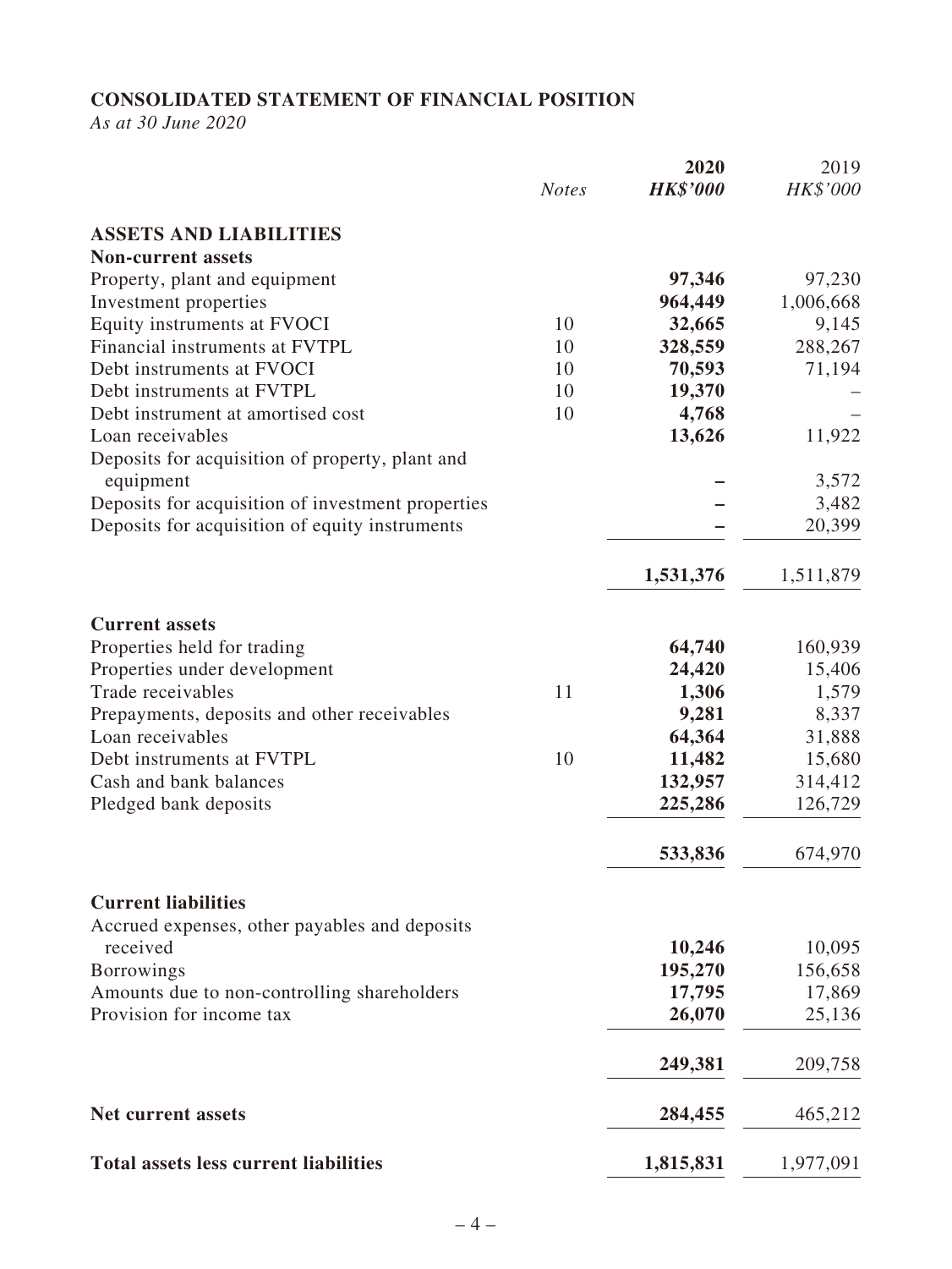**CONSOLIDATED STATEMENT OF FINANCIAL POSITION**

*As at 30 June 2020*

| | *Notes* | **2020** **HK$'000** | 2019 HK$'000 |
|---|---|---|---|
| **ASSETS AND LIABILITIES** | | | |
| **Non-current assets** | | | |
| Property, plant and equipment | | **97,346** | 97,230 |
| Investment properties | | **964,449** | 1,006,668 |
| Equity instruments at FVOCI | 10 | **32,665** | 9,145 |
| Financial instruments at FVTPL | 10 | **328,559** | 288,267 |
| Debt instruments at FVOCI | 10 | **70,593** | 71,194 |
| Debt instruments at FVTPL | 10 | **19,370** | – |
| Debt instrument at amortised cost | 10 | **4,768** | – |
| Loan receivables | | **13,626** | 11,922 |
| Deposits for acquisition of property, plant and equipment | | **–** | 3,572 |
| Deposits for acquisition of investment properties | | **–** | 3,482 |
| Deposits for acquisition of equity instruments | | **–** | 20,399 |
| | | **1,531,376** | 1,511,879 |
| **Current assets** | | | |
| Properties held for trading | | **64,740** | 160,939 |
| Properties under development | | **24,420** | 15,406 |
| Trade receivables | 11 | **1,306** | 1,579 |
| Prepayments, deposits and other receivables | | **9,281** | 8,337 |
| Loan receivables | | **64,364** | 31,888 |
| Debt instruments at FVTPL | 10 | **11,482** | 15,680 |
| Cash and bank balances | | **132,957** | 314,412 |
| Pledged bank deposits | | **225,286** | 126,729 |
| | | **533,836** | 674,970 |
| **Current liabilities** | | | |
| Accrued expenses, other payables and deposits received | | **10,246** | 10,095 |
| Borrowings | | **195,270** | 156,658 |
| Amounts due to non-controlling shareholders | | **17,795** | 17,869 |
| Provision for income tax | | **26,070** | 25,136 |
| | | **249,381** | 209,758 |
| **Net current assets** | | **284,455** | 465,212 |
| **Total assets less current liabilities** | | **1,815,831** | 1,977,091 |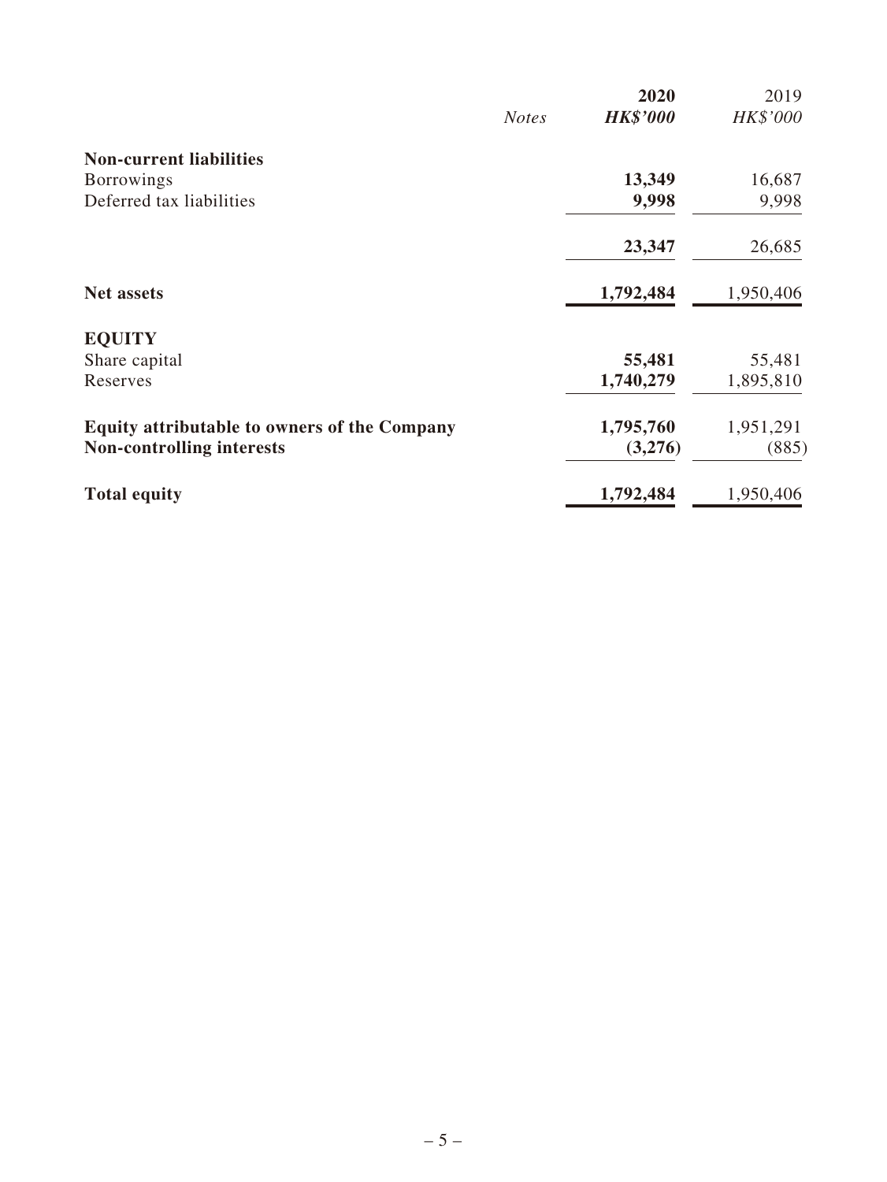| | Notes | 2020 HK$'000 | 2019 HK$'000 |
|---|---|---|---|
| **Non-current liabilities** | | | |
| Borrowings | | **13,349** | 16,687 |
| Deferred tax liabilities | | **9,998** | 9,998 |
| | | **23,347** | 26,685 |
| **Net assets** | | **1,792,484** | 1,950,406 |
| **EQUITY** | | | |
| Share capital | | **55,481** | 55,481 |
| Reserves | | **1,740,279** | 1,895,810 |
| **Equity attributable to owners of the Company** | | **1,795,760** | 1,951,291 |
| **Non-controlling interests** | | **(3,276)** | (885) |
| **Total equity** | | **1,792,484** | 1,950,406 |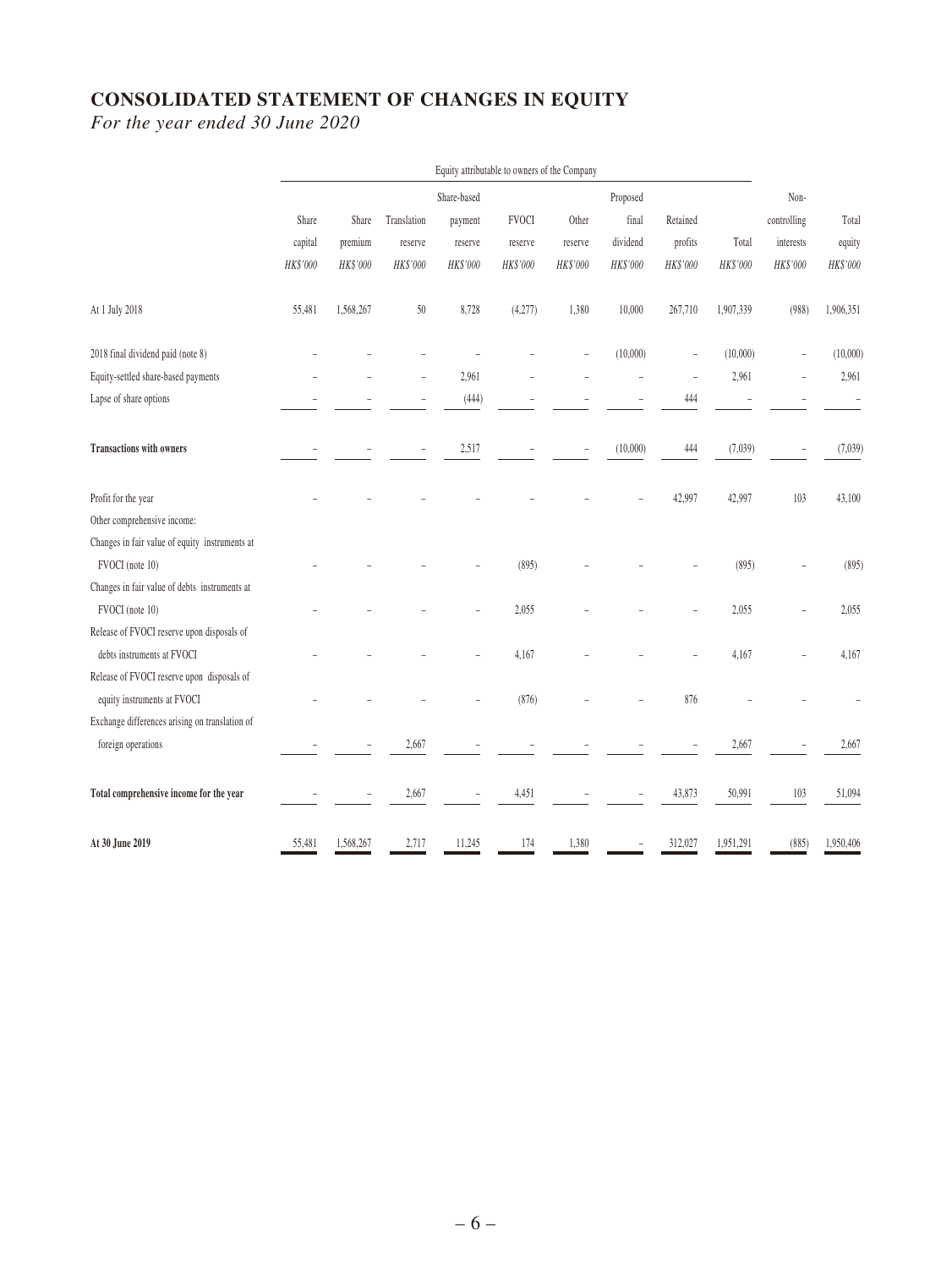# CONSOLIDATED STATEMENT OF CHANGES IN EQUITY

*For the year ended 30 June 2020*

| | Equity attributable to owners of the Company | | | | | | | | | | |
|---|---|---|---|---|---|---|---|---|---|---|---|
| | Share capital | Share premium | Translation reserve | Share-based payment reserve | FVOCI reserve | Other reserve | Proposed final dividend | Retained profits | Total | Non-controlling interests | Total equity |
| | *HK$'000* | *HK$'000* | *HK$'000* | *HK$'000* | *HK$'000* | *HK$'000* | *HK$'000* | *HK$'000* | *HK$'000* | *HK$'000* | *HK$'000* |
| At 1 July 2018 | 55,481 | 1,568,267 | 50 | 8,728 | (4,277) | 1,380 | 10,000 | 267,710 | 1,907,339 | (988) | 1,906,351 |
| 2018 final dividend paid (note 8) | – | – | – | – | – | – | (10,000) | – | (10,000) | – | (10,000) |
| Equity-settled share-based payments | – | – | – | 2,961 | – | – | – | – | 2,961 | – | 2,961 |
| Lapse of share options | – | – | – | (444) | – | – | – | 444 | – | – | – |
| **Transactions with owners** | – | – | – | 2,517 | – | – | (10,000) | 444 | (7,039) | – | (7,039) |
| Profit for the year | – | – | – | – | – | – | – | 42,997 | 42,997 | 103 | 43,100 |
| Other comprehensive income: | | | | | | | | | | | |
| Changes in fair value of equity instruments at FVOCI (note 10) | – | – | – | – | (895) | – | – | – | (895) | – | (895) |
| Changes in fair value of debts instruments at FVOCI (note 10) | – | – | – | – | 2,055 | – | – | – | 2,055 | – | 2,055 |
| Release of FVOCI reserve upon disposals of debts instruments at FVOCI | – | – | – | – | 4,167 | – | – | – | 4,167 | – | 4,167 |
| Release of FVOCI reserve upon disposals of equity instruments at FVOCI | – | – | – | – | (876) | – | – | 876 | – | – | – |
| Exchange differences arising on translation of foreign operations | – | – | 2,667 | – | – | – | – | – | 2,667 | – | 2,667 |
| **Total comprehensive income for the year** | – | – | 2,667 | – | 4,451 | – | – | 43,873 | 50,991 | 103 | 51,094 |
| **At 30 June 2019** | 55,481 | 1,568,267 | 2,717 | 11,245 | 174 | 1,380 | – | 312,027 | 1,951,291 | (885) | 1,950,406 |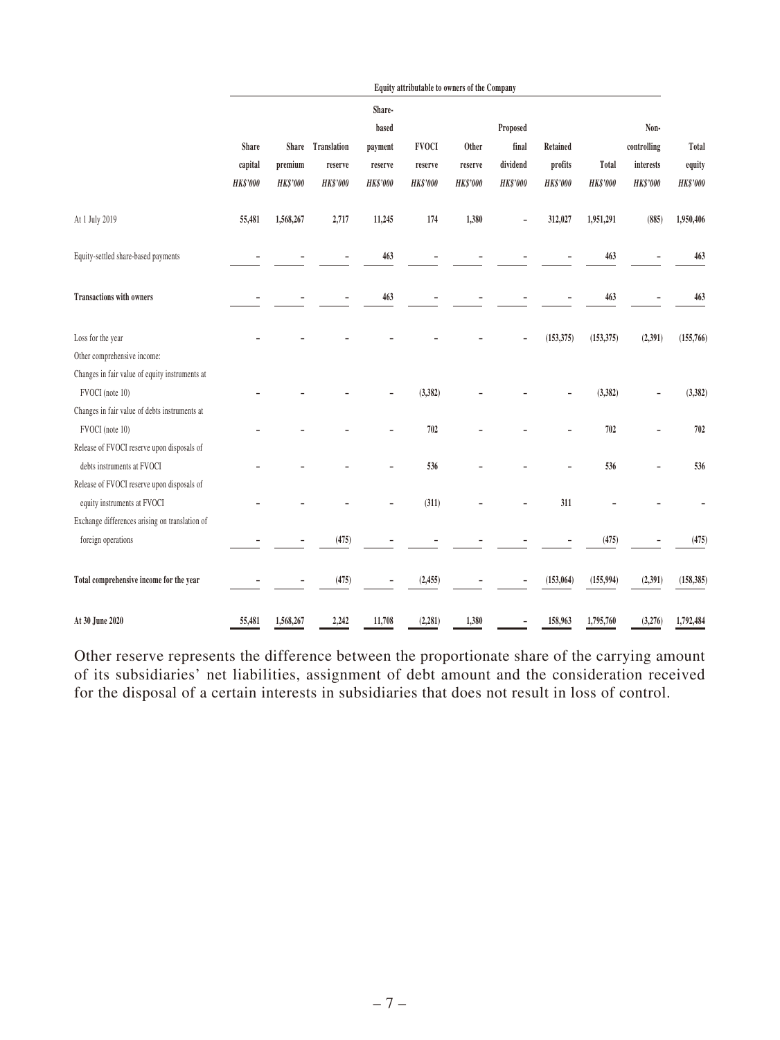| | Equity attributable to owners of the Company | | | | | | | | | | |
|---|---|---|---|---|---|---|---|---|---|---|---|
| | Share capital | Share premium | Translation reserve | Share-based payment reserve | FVOCI reserve | Other reserve | Proposed final dividend | Retained profits | Total | Non-controlling interests | Total equity |
| | *HK$'000* | *HK$'000* | *HK$'000* | *HK$'000* | *HK$'000* | *HK$'000* | *HK$'000* | *HK$'000* | *HK$'000* | *HK$'000* | *HK$'000* |
| At 1 July 2019 | 55,481 | 1,568,267 | 2,717 | 11,245 | 174 | 1,380 | – | 312,027 | 1,951,291 | (885) | 1,950,406 |
| Equity-settled share-based payments | – | – | – | 463 | – | – | – | – | 463 | – | 463 |
| **Transactions with owners** | – | – | – | 463 | – | – | – | – | 463 | – | 463 |
| Loss for the year | – | – | – | – | – | – | – | (153,375) | (153,375) | (2,391) | (155,766) |
| Other comprehensive income: | | | | | | | | | | | |
| Changes in fair value of equity instruments at FVOCI (note 10) | – | – | – | – | (3,382) | – | – | – | (3,382) | – | (3,382) |
| Changes in fair value of debts instruments at FVOCI (note 10) | – | – | – | – | 702 | – | – | – | 702 | – | 702 |
| Release of FVOCI reserve upon disposals of debts instruments at FVOCI | – | – | – | – | 536 | – | – | – | 536 | – | 536 |
| Release of FVOCI reserve upon disposals of equity instruments at FVOCI | – | – | – | – | (311) | – | – | 311 | – | – | – |
| Exchange differences arising on translation of foreign operations | – | – | (475) | – | – | – | – | – | (475) | – | (475) |
| **Total comprehensive income for the year** | – | – | (475) | – | (2,455) | – | – | (153,064) | (155,994) | (2,391) | (158,385) |
| **At 30 June 2020** | 55,481 | 1,568,267 | 2,242 | 11,708 | (2,281) | 1,380 | – | 158,963 | 1,795,760 | (3,276) | 1,792,484 |

Other reserve represents the difference between the proportionate share of the carrying amount of its subsidiaries' net liabilities, assignment of debt amount and the consideration received for the disposal of a certain interests in subsidiaries that does not result in loss of control.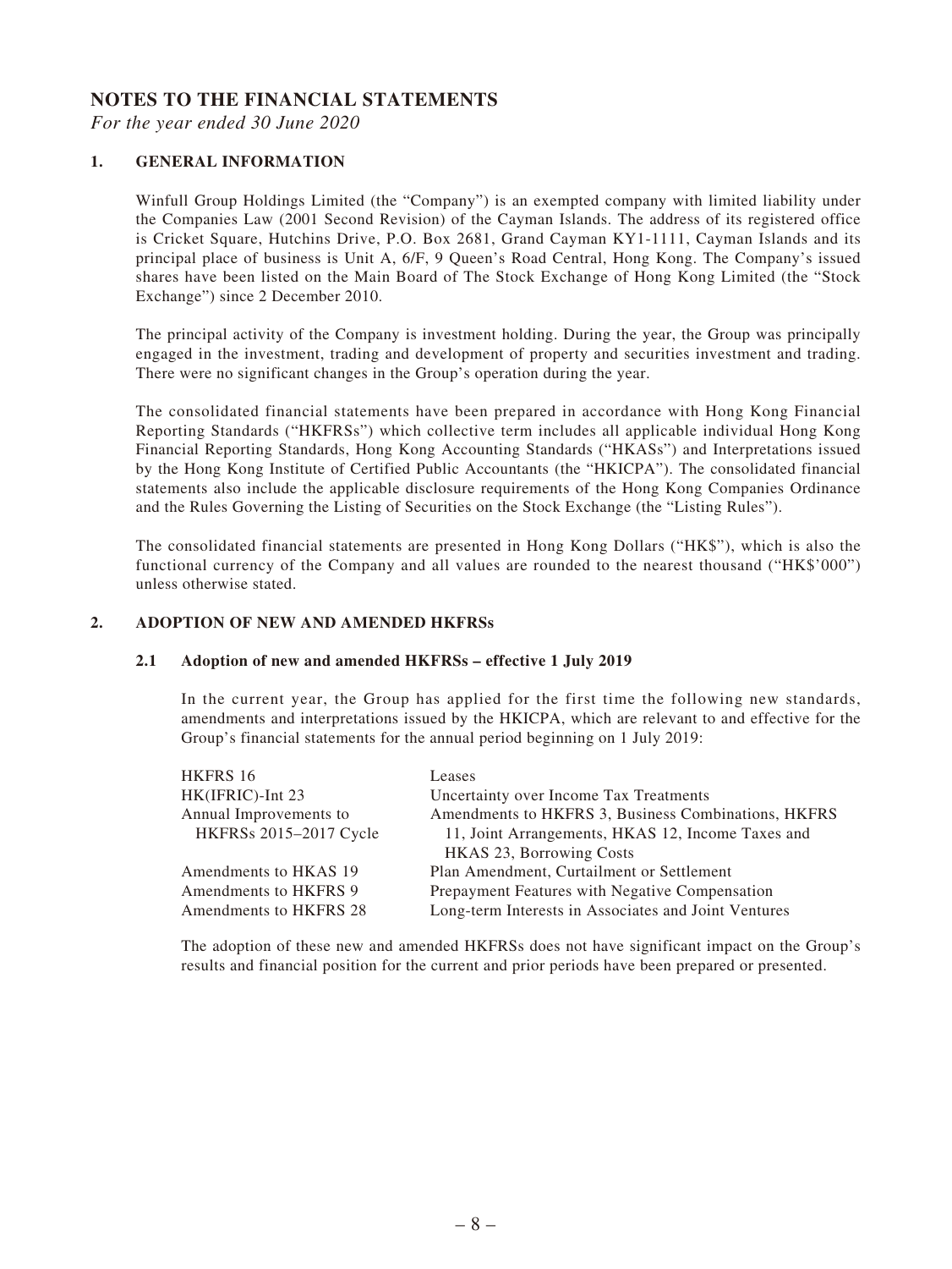# NOTES TO THE FINANCIAL STATEMENTS

*For the year ended 30 June 2020*

## 1. GENERAL INFORMATION

Winfull Group Holdings Limited (the "Company") is an exempted company with limited liability under the Companies Law (2001 Second Revision) of the Cayman Islands. The address of its registered office is Cricket Square, Hutchins Drive, P.O. Box 2681, Grand Cayman KY1-1111, Cayman Islands and its principal place of business is Unit A, 6/F, 9 Queen's Road Central, Hong Kong. The Company's issued shares have been listed on the Main Board of The Stock Exchange of Hong Kong Limited (the "Stock Exchange") since 2 December 2010.

The principal activity of the Company is investment holding. During the year, the Group was principally engaged in the investment, trading and development of property and securities investment and trading. There were no significant changes in the Group's operation during the year.

The consolidated financial statements have been prepared in accordance with Hong Kong Financial Reporting Standards ("HKFRSs") which collective term includes all applicable individual Hong Kong Financial Reporting Standards, Hong Kong Accounting Standards ("HKASs") and Interpretations issued by the Hong Kong Institute of Certified Public Accountants (the "HKICPA"). The consolidated financial statements also include the applicable disclosure requirements of the Hong Kong Companies Ordinance and the Rules Governing the Listing of Securities on the Stock Exchange (the "Listing Rules").

The consolidated financial statements are presented in Hong Kong Dollars ("HK$"), which is also the functional currency of the Company and all values are rounded to the nearest thousand ("HK$'000") unless otherwise stated.

## 2. ADOPTION OF NEW AND AMENDED HKFRSs

### 2.1 Adoption of new and amended HKFRSs – effective 1 July 2019

In the current year, the Group has applied for the first time the following new standards, amendments and interpretations issued by the HKICPA, which are relevant to and effective for the Group's financial statements for the annual period beginning on 1 July 2019:

| | |
|---|---|
| HKFRS 16 | Leases |
| HK(IFRIC)-Int 23 | Uncertainty over Income Tax Treatments |
| Annual Improvements to HKFRSs 2015–2017 Cycle | Amendments to HKFRS 3, Business Combinations, HKFRS 11, Joint Arrangements, HKAS 12, Income Taxes and HKAS 23, Borrowing Costs |
| Amendments to HKAS 19 | Plan Amendment, Curtailment or Settlement |
| Amendments to HKFRS 9 | Prepayment Features with Negative Compensation |
| Amendments to HKFRS 28 | Long-term Interests in Associates and Joint Ventures |

The adoption of these new and amended HKFRSs does not have significant impact on the Group's results and financial position for the current and prior periods have been prepared or presented.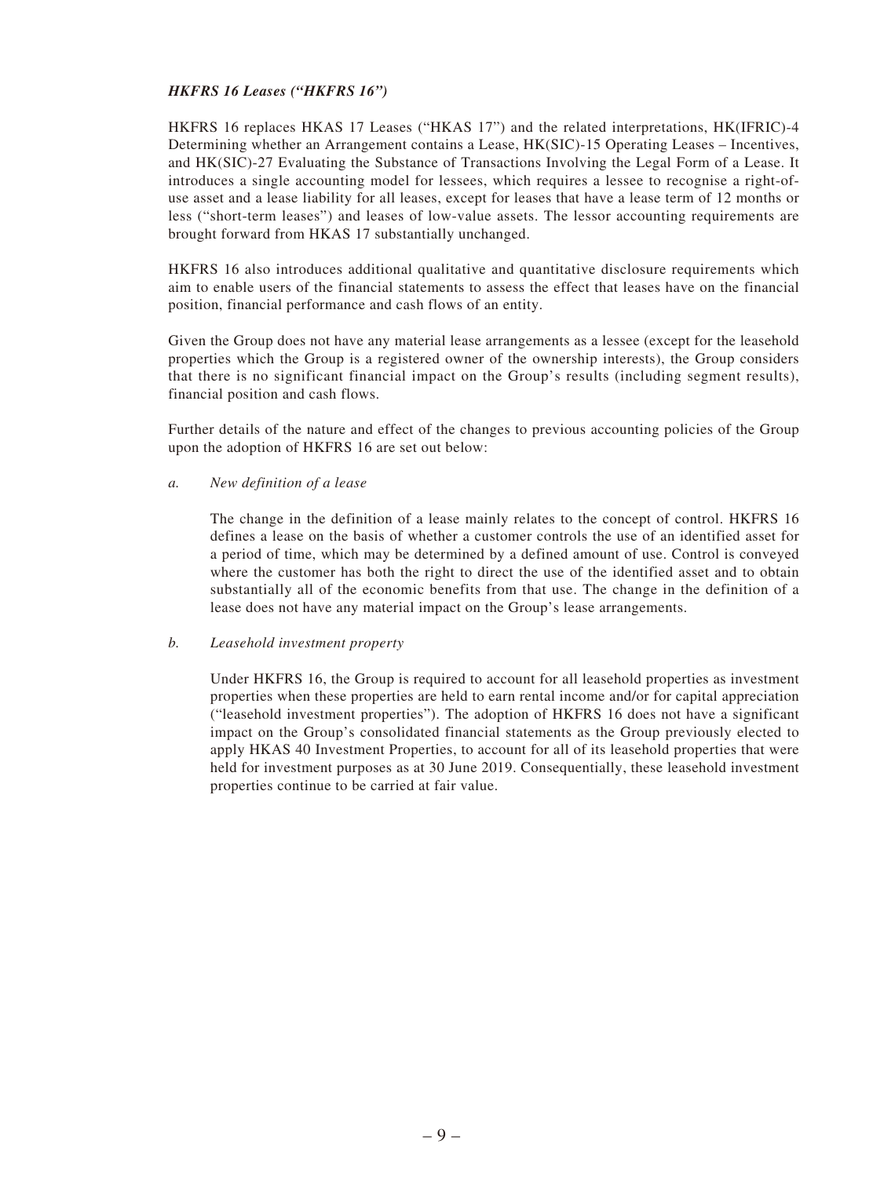***HKFRS 16 Leases ("HKFRS 16")***

HKFRS 16 replaces HKAS 17 Leases ("HKAS 17") and the related interpretations, HK(IFRIC)-4 Determining whether an Arrangement contains a Lease, HK(SIC)-15 Operating Leases – Incentives, and HK(SIC)-27 Evaluating the Substance of Transactions Involving the Legal Form of a Lease. It introduces a single accounting model for lessees, which requires a lessee to recognise a right-of-use asset and a lease liability for all leases, except for leases that have a lease term of 12 months or less ("short-term leases") and leases of low-value assets. The lessor accounting requirements are brought forward from HKAS 17 substantially unchanged.

HKFRS 16 also introduces additional qualitative and quantitative disclosure requirements which aim to enable users of the financial statements to assess the effect that leases have on the financial position, financial performance and cash flows of an entity.

Given the Group does not have any material lease arrangements as a lessee (except for the leasehold properties which the Group is a registered owner of the ownership interests), the Group considers that there is no significant financial impact on the Group's results (including segment results), financial position and cash flows.

Further details of the nature and effect of the changes to previous accounting policies of the Group upon the adoption of HKFRS 16 are set out below:

*a. New definition of a lease*

The change in the definition of a lease mainly relates to the concept of control. HKFRS 16 defines a lease on the basis of whether a customer controls the use of an identified asset for a period of time, which may be determined by a defined amount of use. Control is conveyed where the customer has both the right to direct the use of the identified asset and to obtain substantially all of the economic benefits from that use. The change in the definition of a lease does not have any material impact on the Group's lease arrangements.

*b. Leasehold investment property*

Under HKFRS 16, the Group is required to account for all leasehold properties as investment properties when these properties are held to earn rental income and/or for capital appreciation ("leasehold investment properties"). The adoption of HKFRS 16 does not have a significant impact on the Group's consolidated financial statements as the Group previously elected to apply HKAS 40 Investment Properties, to account for all of its leasehold properties that were held for investment purposes as at 30 June 2019. Consequentially, these leasehold investment properties continue to be carried at fair value.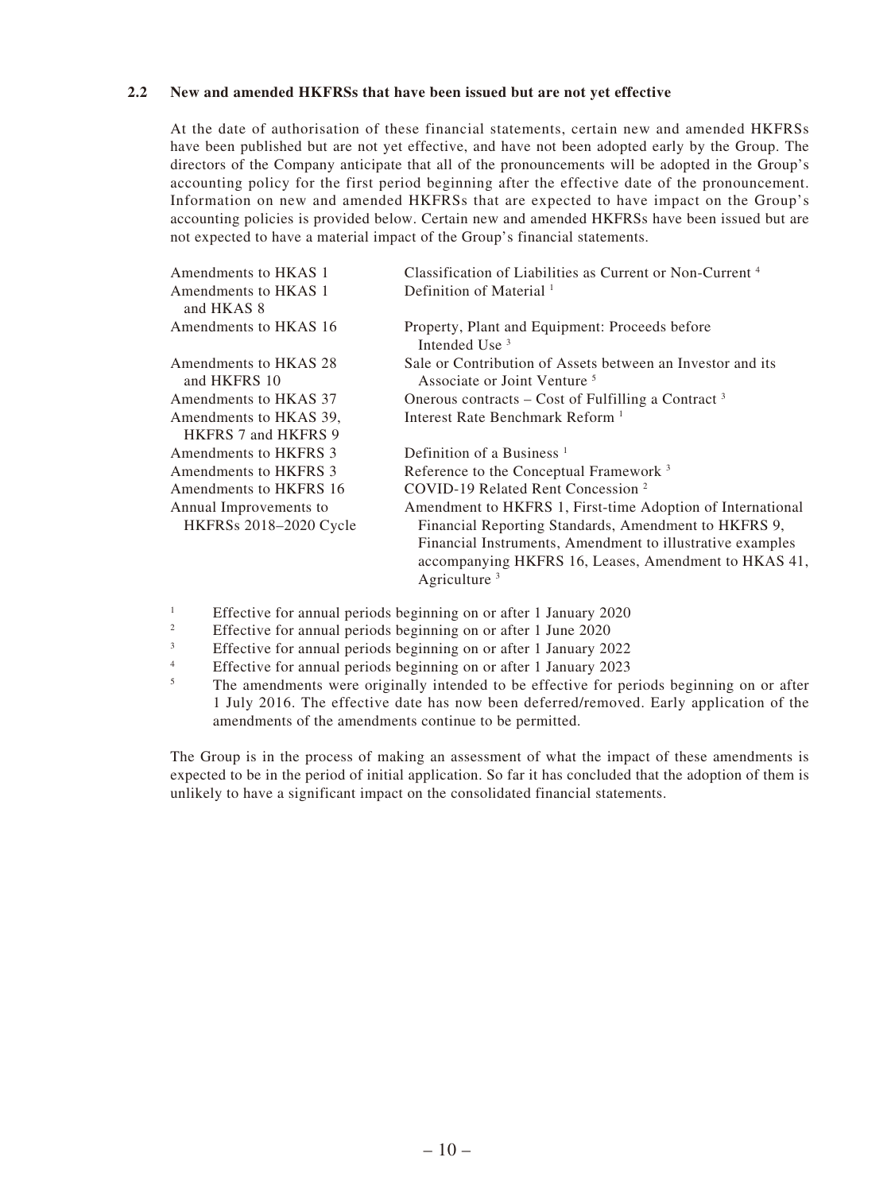### 2.2 New and amended HKFRSs that have been issued but are not yet effective

At the date of authorisation of these financial statements, certain new and amended HKFRSs have been published but are not yet effective, and have not been adopted early by the Group. The directors of the Company anticipate that all of the pronouncements will be adopted in the Group's accounting policy for the first period beginning after the effective date of the pronouncement. Information on new and amended HKFRSs that are expected to have impact on the Group's accounting policies is provided below. Certain new and amended HKFRSs have been issued but are not expected to have a material impact of the Group's financial statements.

| | |
|---|---|
| Amendments to HKAS 1 | Classification of Liabilities as Current or Non-Current [4] |
| Amendments to HKAS 1 and HKAS 8 | Definition of Material [1] |
| Amendments to HKAS 16 | Property, Plant and Equipment: Proceeds before Intended Use [3] |
| Amendments to HKAS 28 and HKFRS 10 | Sale or Contribution of Assets between an Investor and its Associate or Joint Venture [5] |
| Amendments to HKAS 37 | Onerous contracts – Cost of Fulfilling a Contract [3] |
| Amendments to HKAS 39, HKFRS 7 and HKFRS 9 | Interest Rate Benchmark Reform [1] |
| Amendments to HKFRS 3 | Definition of a Business [1] |
| Amendments to HKFRS 3 | Reference to the Conceptual Framework [3] |
| Amendments to HKFRS 16 | COVID-19 Related Rent Concession [2] |
| Annual Improvements to HKFRSs 2018–2020 Cycle | Amendment to HKFRS 1, First-time Adoption of International Financial Reporting Standards, Amendment to HKFRS 9, Financial Instruments, Amendment to illustrative examples accompanying HKFRS 16, Leases, Amendment to HKAS 41, Agriculture [3] |

[1] Effective for annual periods beginning on or after 1 January 2020

[2] Effective for annual periods beginning on or after 1 June 2020

[3] Effective for annual periods beginning on or after 1 January 2022

[4] Effective for annual periods beginning on or after 1 January 2023

[5] The amendments were originally intended to be effective for periods beginning on or after 1 July 2016. The effective date has now been deferred/removed. Early application of the amendments of the amendments continue to be permitted.

The Group is in the process of making an assessment of what the impact of these amendments is expected to be in the period of initial application. So far it has concluded that the adoption of them is unlikely to have a significant impact on the consolidated financial statements.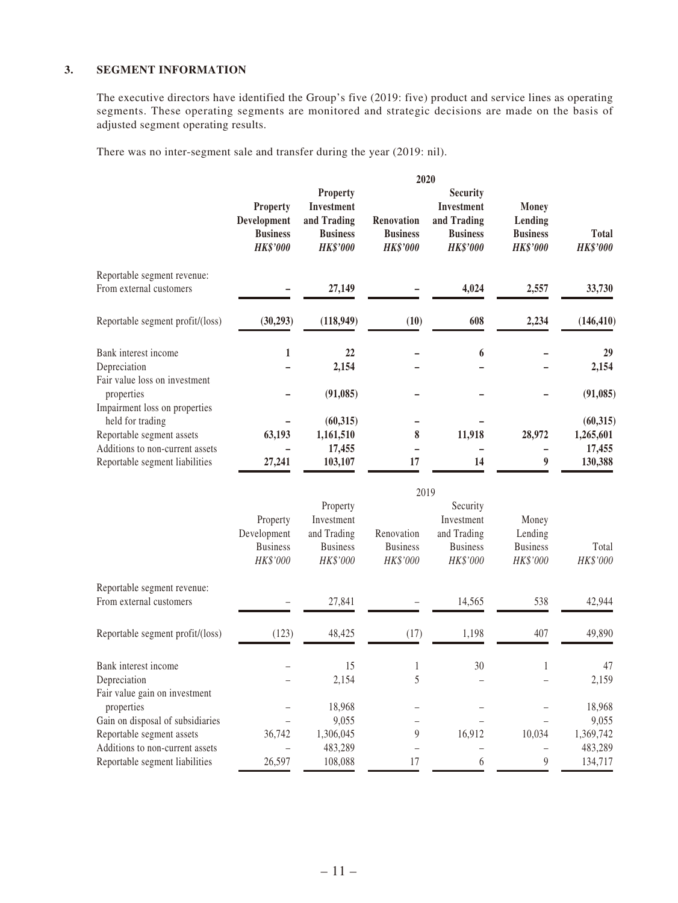## 3. SEGMENT INFORMATION

The executive directors have identified the Group's five (2019: five) product and service lines as operating segments. These operating segments are monitored and strategic decisions are made on the basis of adjusted segment operating results.

There was no inter-segment sale and transfer during the year (2019: nil).

| | **2020** | | | | | |
|---|---|---|---|---|---|---|
| | **Property Development Business** *HK$'000* | **Property Investment and Trading Business** *HK$'000* | **Renovation Business** *HK$'000* | **Security Investment and Trading Business** *HK$'000* | **Money Lending Business** *HK$'000* | **Total** *HK$'000* |
| Reportable segment revenue: | | | | | | |
| From external customers | **–** | **27,149** | **–** | **4,024** | **2,557** | **33,730** |
| Reportable segment profit/(loss) | **(30,293)** | **(118,949)** | **(10)** | **608** | **2,234** | **(146,410)** |
| Bank interest income | **1** | **22** | **–** | **6** | **–** | **29** |
| Depreciation | **–** | **2,154** | **–** | **–** | **–** | **2,154** |
| Fair value loss on investment properties | **–** | **(91,085)** | **–** | **–** | **–** | **(91,085)** |
| Impairment loss on properties held for trading | **–** | **(60,315)** | **–** | **–** | | **(60,315)** |
| Reportable segment assets | **63,193** | **1,161,510** | **8** | **11,918** | **28,972** | **1,265,601** |
| Additions to non-current assets | **–** | **17,455** | **–** | **–** | **–** | **17,455** |
| Reportable segment liabilities | **27,241** | **103,107** | **17** | **14** | **9** | **130,388** |

| | 2019 | | | | | |
|---|---|---|---|---|---|---|
| | Property Development Business *HK$'000* | Property Investment and Trading Business *HK$'000* | Renovation Business *HK$'000* | Security Investment and Trading Business *HK$'000* | Money Lending Business *HK$'000* | Total *HK$'000* |
| Reportable segment revenue: | | | | | | |
| From external customers | – | 27,841 | – | 14,565 | 538 | 42,944 |
| Reportable segment profit/(loss) | (123) | 48,425 | (17) | 1,198 | 407 | 49,890 |
| Bank interest income | – | 15 | 1 | 30 | 1 | 47 |
| Depreciation | – | 2,154 | 5 | – | – | 2,159 |
| Fair value gain on investment properties | – | 18,968 | – | – | – | 18,968 |
| Gain on disposal of subsidiaries | – | 9,055 | – | – | – | 9,055 |
| Reportable segment assets | 36,742 | 1,306,045 | 9 | 16,912 | 10,034 | 1,369,742 |
| Additions to non-current assets | – | 483,289 | – | – | – | 483,289 |
| Reportable segment liabilities | 26,597 | 108,088 | 17 | 6 | 9 | 134,717 |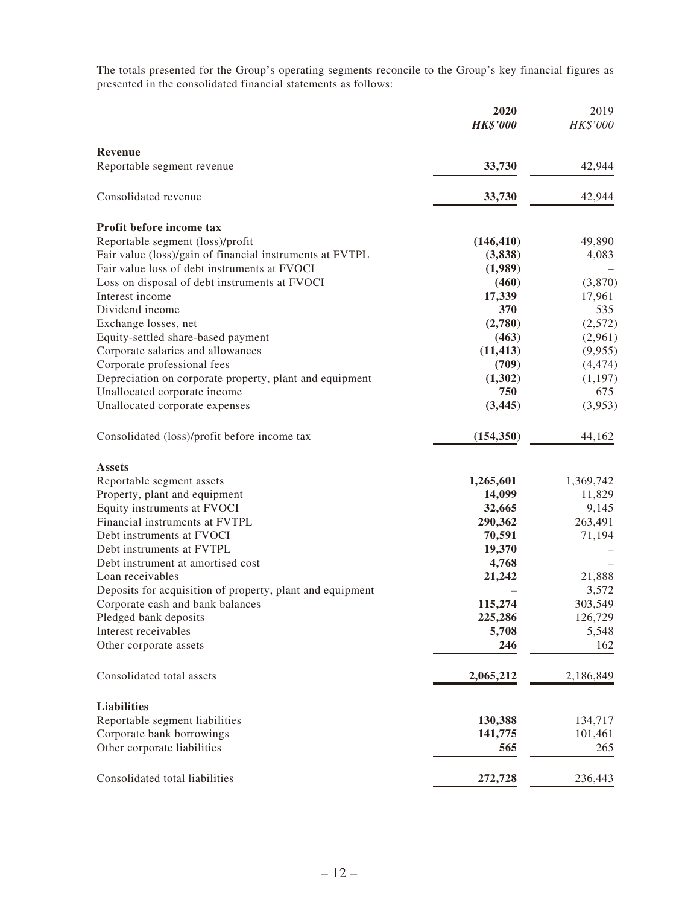The totals presented for the Group's operating segments reconcile to the Group's key financial figures as presented in the consolidated financial statements as follows:

| | **2020** | 2019 |
|---|---|---|
| | ***HK$'000*** | *HK$'000* |
| **Revenue** | | |
| Reportable segment revenue | **33,730** | 42,944 |
| Consolidated revenue | **33,730** | 42,944 |
| **Profit before income tax** | | |
| Reportable segment (loss)/profit | **(146,410)** | 49,890 |
| Fair value (loss)/gain of financial instruments at FVTPL | **(3,838)** | 4,083 |
| Fair value loss of debt instruments at FVOCI | **(1,989)** | – |
| Loss on disposal of debt instruments at FVOCI | **(460)** | (3,870) |
| Interest income | **17,339** | 17,961 |
| Dividend income | **370** | 535 |
| Exchange losses, net | **(2,780)** | (2,572) |
| Equity-settled share-based payment | **(463)** | (2,961) |
| Corporate salaries and allowances | **(11,413)** | (9,955) |
| Corporate professional fees | **(709)** | (4,474) |
| Depreciation on corporate property, plant and equipment | **(1,302)** | (1,197) |
| Unallocated corporate income | **750** | 675 |
| Unallocated corporate expenses | **(3,445)** | (3,953) |
| Consolidated (loss)/profit before income tax | **(154,350)** | 44,162 |
| **Assets** | | |
| Reportable segment assets | **1,265,601** | 1,369,742 |
| Property, plant and equipment | **14,099** | 11,829 |
| Equity instruments at FVOCI | **32,665** | 9,145 |
| Financial instruments at FVTPL | **290,362** | 263,491 |
| Debt instruments at FVOCI | **70,591** | 71,194 |
| Debt instruments at FVTPL | **19,370** | – |
| Debt instrument at amortised cost | **4,768** | – |
| Loan receivables | **21,242** | 21,888 |
| Deposits for acquisition of property, plant and equipment | **–** | 3,572 |
| Corporate cash and bank balances | **115,274** | 303,549 |
| Pledged bank deposits | **225,286** | 126,729 |
| Interest receivables | **5,708** | 5,548 |
| Other corporate assets | **246** | 162 |
| Consolidated total assets | **2,065,212** | 2,186,849 |
| **Liabilities** | | |
| Reportable segment liabilities | **130,388** | 134,717 |
| Corporate bank borrowings | **141,775** | 101,461 |
| Other corporate liabilities | **565** | 265 |
| Consolidated total liabilities | **272,728** | 236,443 |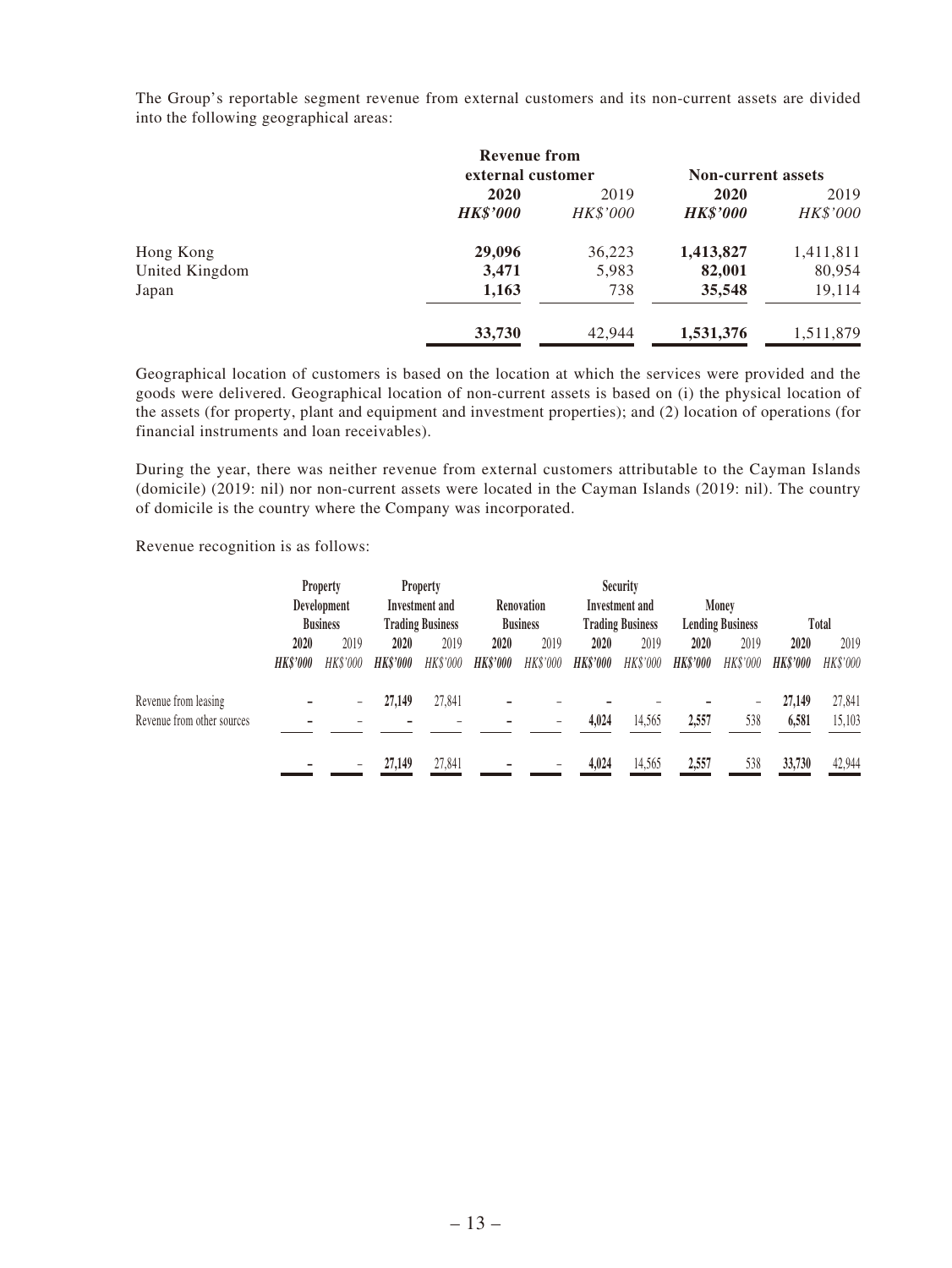The Group's reportable segment revenue from external customers and its non-current assets are divided into the following geographical areas:

| | Revenue from external customer | | Non-current assets | |
|---|---|---|---|---|
| | **2020** | 2019 | **2020** | 2019 |
| | ***HK$'000*** | *HK$'000* | ***HK$'000*** | *HK$'000* |
| Hong Kong | **29,096** | 36,223 | **1,413,827** | 1,411,811 |
| United Kingdom | **3,471** | 5,983 | **82,001** | 80,954 |
| Japan | **1,163** | 738 | **35,548** | 19,114 |
| | **33,730** | 42,944 | **1,531,376** | 1,511,879 |

Geographical location of customers is based on the location at which the services were provided and the goods were delivered. Geographical location of non-current assets is based on (i) the physical location of the assets (for property, plant and equipment and investment properties); and (2) location of operations (for financial instruments and loan receivables).

During the year, there was neither revenue from external customers attributable to the Cayman Islands (domicile) (2019: nil) nor non-current assets were located in the Cayman Islands (2019: nil). The country of domicile is the country where the Company was incorporated.

Revenue recognition is as follows:

| | Property Development Business | | Property Investment and Trading Business | | Renovation Business | | Security Investment and Trading Business | | Money Lending Business | | Total | |
|---|---|---|---|---|---|---|---|---|---|---|---|---|
| | **2020** | 2019 | **2020** | 2019 | **2020** | 2019 | **2020** | 2019 | **2020** | 2019 | **2020** | 2019 |
| | ***HK$'000*** | *HK$'000* | ***HK$'000*** | *HK$'000* | ***HK$'000*** | *HK$'000* | ***HK$'000*** | *HK$'000* | ***HK$'000*** | *HK$'000* | ***HK$'000*** | *HK$'000* |
| Revenue from leasing | **–** | – | **27,149** | 27,841 | **–** | – | **–** | – | **–** | – | **27,149** | 27,841 |
| Revenue from other sources | **–** | – | **–** | – | **–** | – | **4,024** | 14,565 | **2,557** | 538 | **6,581** | 15,103 |
| | **–** | – | **27,149** | 27,841 | **–** | – | **4,024** | 14,565 | **2,557** | 538 | **33,730** | 42,944 |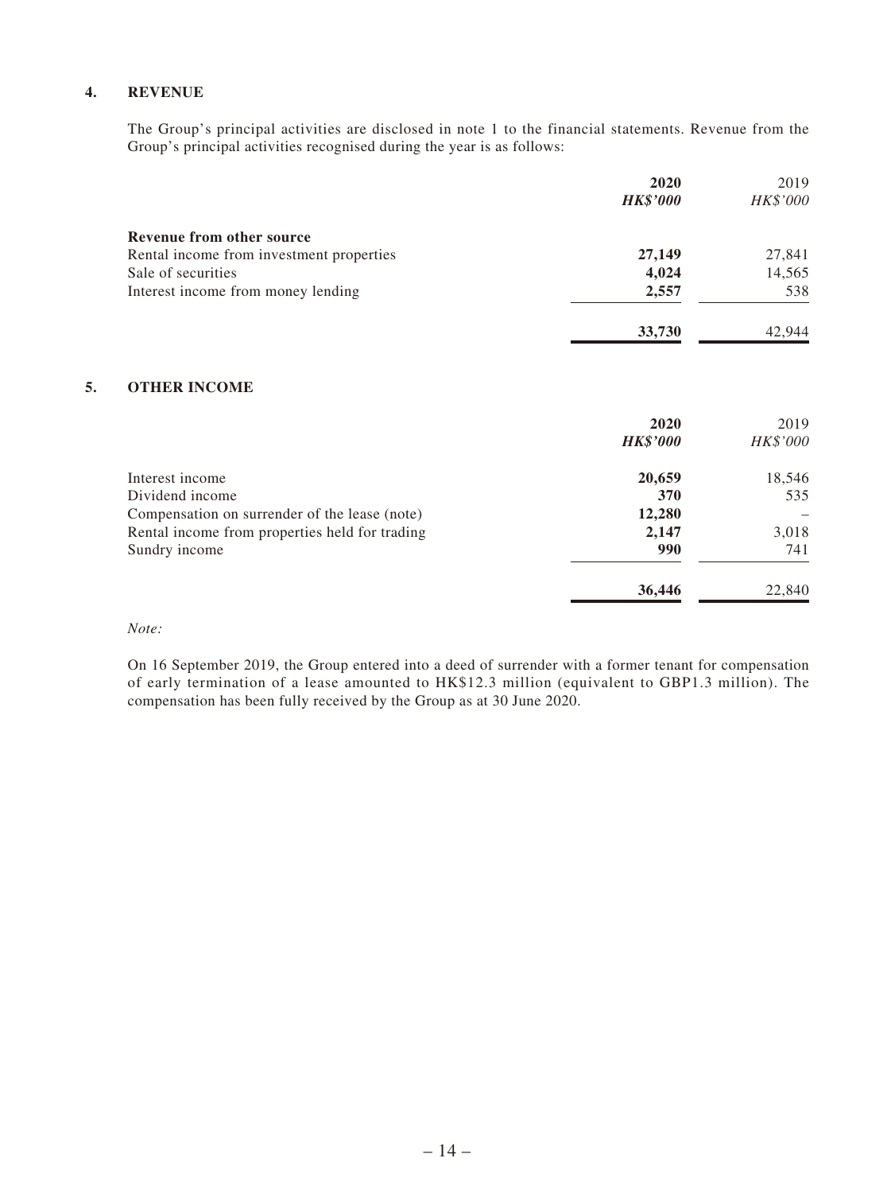## 4. REVENUE

The Group's principal activities are disclosed in note 1 to the financial statements. Revenue from the Group's principal activities recognised during the year is as follows:

| | **2020** | 2019 |
|---|---|---|
| | ***HK$'000*** | *HK$'000* |
| **Revenue from other source** | | |
| Rental income from investment properties | **27,149** | 27,841 |
| Sale of securities | **4,024** | 14,565 |
| Interest income from money lending | **2,557** | 538 |
| | **33,730** | 42,944 |

## 5. OTHER INCOME

| | **2020** | 2019 |
|---|---|---|
| | ***HK$'000*** | *HK$'000* |
| Interest income | **20,659** | 18,546 |
| Dividend income | **370** | 535 |
| Compensation on surrender of the lease (note) | **12,280** | – |
| Rental income from properties held for trading | **2,147** | 3,018 |
| Sundry income | **990** | 741 |
| | **36,446** | 22,840 |

*Note:*

On 16 September 2019, the Group entered into a deed of surrender with a former tenant for compensation of early termination of a lease amounted to HK$12.3 million (equivalent to GBP1.3 million). The compensation has been fully received by the Group as at 30 June 2020.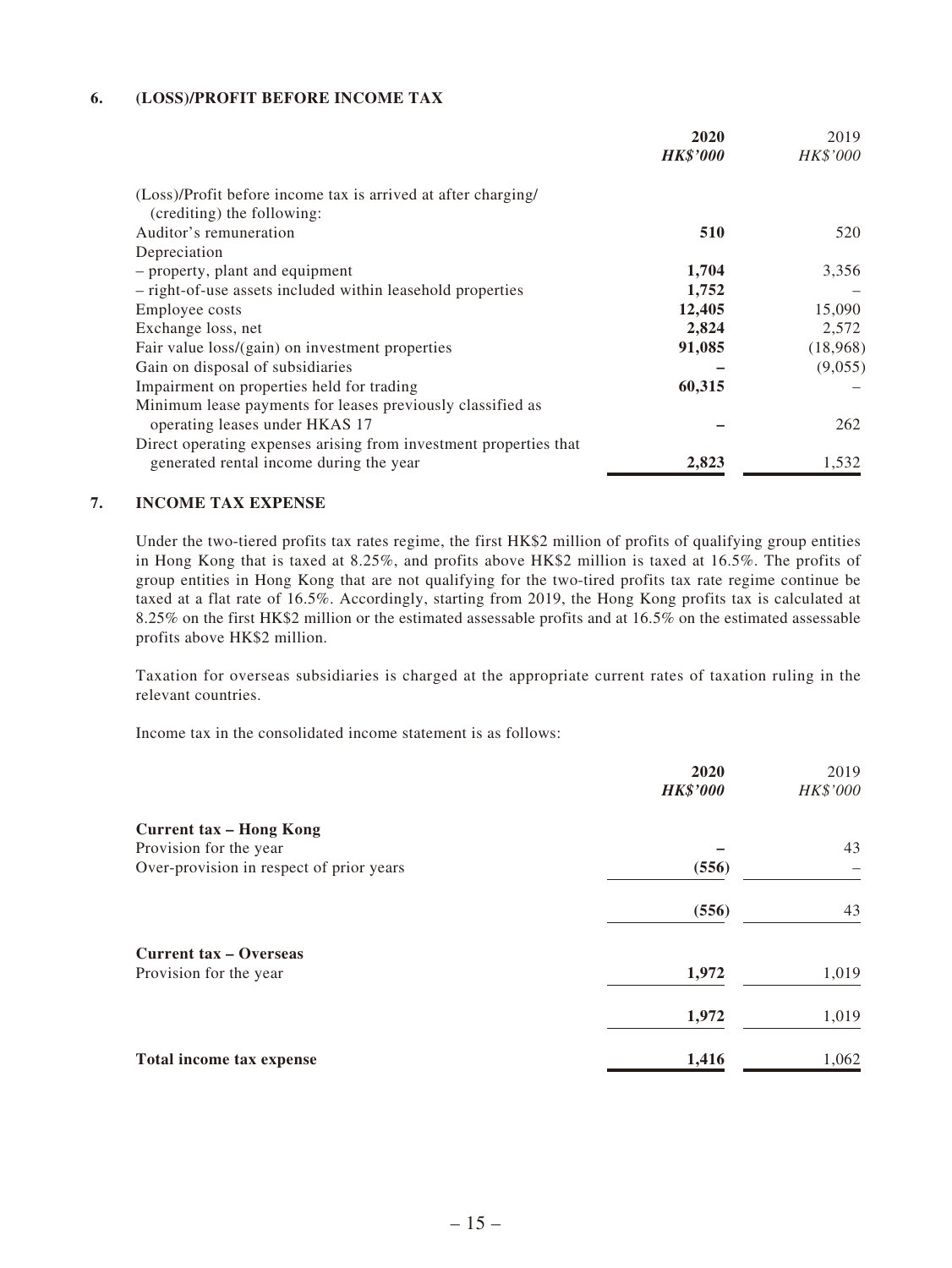## 6. (LOSS)/PROFIT BEFORE INCOME TAX

| | 2020 | 2019 |
|---|---|---|
| | ***HK$'000*** | *HK$'000* |
| (Loss)/Profit before income tax is arrived at after charging/ (crediting) the following: | | |
| Auditor's remuneration | **510** | 520 |
| Depreciation | | |
| – property, plant and equipment | **1,704** | 3,356 |
| – right-of-use assets included within leasehold properties | **1,752** | – |
| Employee costs | **12,405** | 15,090 |
| Exchange loss, net | **2,824** | 2,572 |
| Fair value loss/(gain) on investment properties | **91,085** | (18,968) |
| Gain on disposal of subsidiaries | **–** | (9,055) |
| Impairment on properties held for trading | **60,315** | – |
| Minimum lease payments for leases previously classified as operating leases under HKAS 17 | **–** | 262 |
| Direct operating expenses arising from investment properties that generated rental income during the year | **2,823** | 1,532 |

## 7. INCOME TAX EXPENSE

Under the two-tiered profits tax rates regime, the first HK$2 million of profits of qualifying group entities in Hong Kong that is taxed at 8.25%, and profits above HK$2 million is taxed at 16.5%. The profits of group entities in Hong Kong that are not qualifying for the two-tired profits tax rate regime continue be taxed at a flat rate of 16.5%. Accordingly, starting from 2019, the Hong Kong profits tax is calculated at 8.25% on the first HK$2 million or the estimated assessable profits and at 16.5% on the estimated assessable profits above HK$2 million.

Taxation for overseas subsidiaries is charged at the appropriate current rates of taxation ruling in the relevant countries.

Income tax in the consolidated income statement is as follows:

| | 2020 | 2019 |
|---|---|---|
| | ***HK$'000*** | *HK$'000* |
| **Current tax – Hong Kong** | | |
| Provision for the year | **–** | 43 |
| Over-provision in respect of prior years | **(556)** | – |
| | **(556)** | 43 |
| **Current tax – Overseas** | | |
| Provision for the year | **1,972** | 1,019 |
| | **1,972** | 1,019 |
| **Total income tax expense** | **1,416** | 1,062 |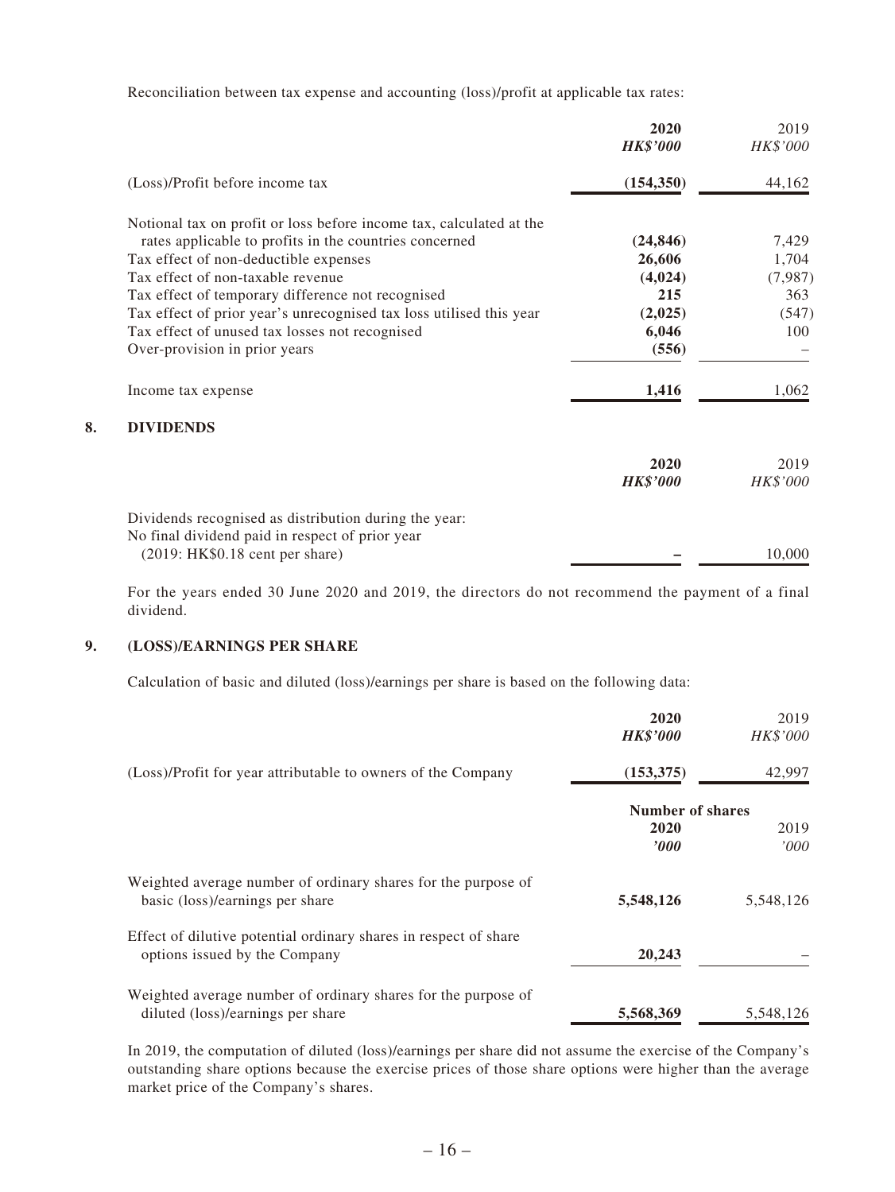Reconciliation between tax expense and accounting (loss)/profit at applicable tax rates:

| | 2020 | 2019 |
|---|---|---|
| | ***HK$'000*** | *HK$'000* |
| (Loss)/Profit before income tax | **(154,350)** | 44,162 |
| Notional tax on profit or loss before income tax, calculated at the rates applicable to profits in the countries concerned | **(24,846)** | 7,429 |
| Tax effect of non-deductible expenses | **26,606** | 1,704 |
| Tax effect of non-taxable revenue | **(4,024)** | (7,987) |
| Tax effect of temporary difference not recognised | **215** | 363 |
| Tax effect of prior year's unrecognised tax loss utilised this year | **(2,025)** | (547) |
| Tax effect of unused tax losses not recognised | **6,046** | 100 |
| Over-provision in prior years | **(556)** | – |
| Income tax expense | **1,416** | 1,062 |

## 8. DIVIDENDS

| | 2020 | 2019 |
|---|---|---|
| | ***HK$'000*** | *HK$'000* |
| Dividends recognised as distribution during the year: No final dividend paid in respect of prior year (2019: HK$0.18 cent per share) | **–** | 10,000 |

For the years ended 30 June 2020 and 2019, the directors do not recommend the payment of a final dividend.

## 9. (LOSS)/EARNINGS PER SHARE

Calculation of basic and diluted (loss)/earnings per share is based on the following data:

| | 2020 | 2019 |
|---|---|---|
| | ***HK$'000*** | *HK$'000* |
| (Loss)/Profit for year attributable to owners of the Company | **(153,375)** | 42,997 |

| | Number of shares | |
|---|---|---|
| | **2020** | 2019 |
| | ***'000*** | *'000* |
| Weighted average number of ordinary shares for the purpose of basic (loss)/earnings per share | **5,548,126** | 5,548,126 |
| Effect of dilutive potential ordinary shares in respect of share options issued by the Company | **20,243** | – |
| Weighted average number of ordinary shares for the purpose of diluted (loss)/earnings per share | **5,568,369** | 5,548,126 |

In 2019, the computation of diluted (loss)/earnings per share did not assume the exercise of the Company's outstanding share options because the exercise prices of those share options were higher than the average market price of the Company's shares.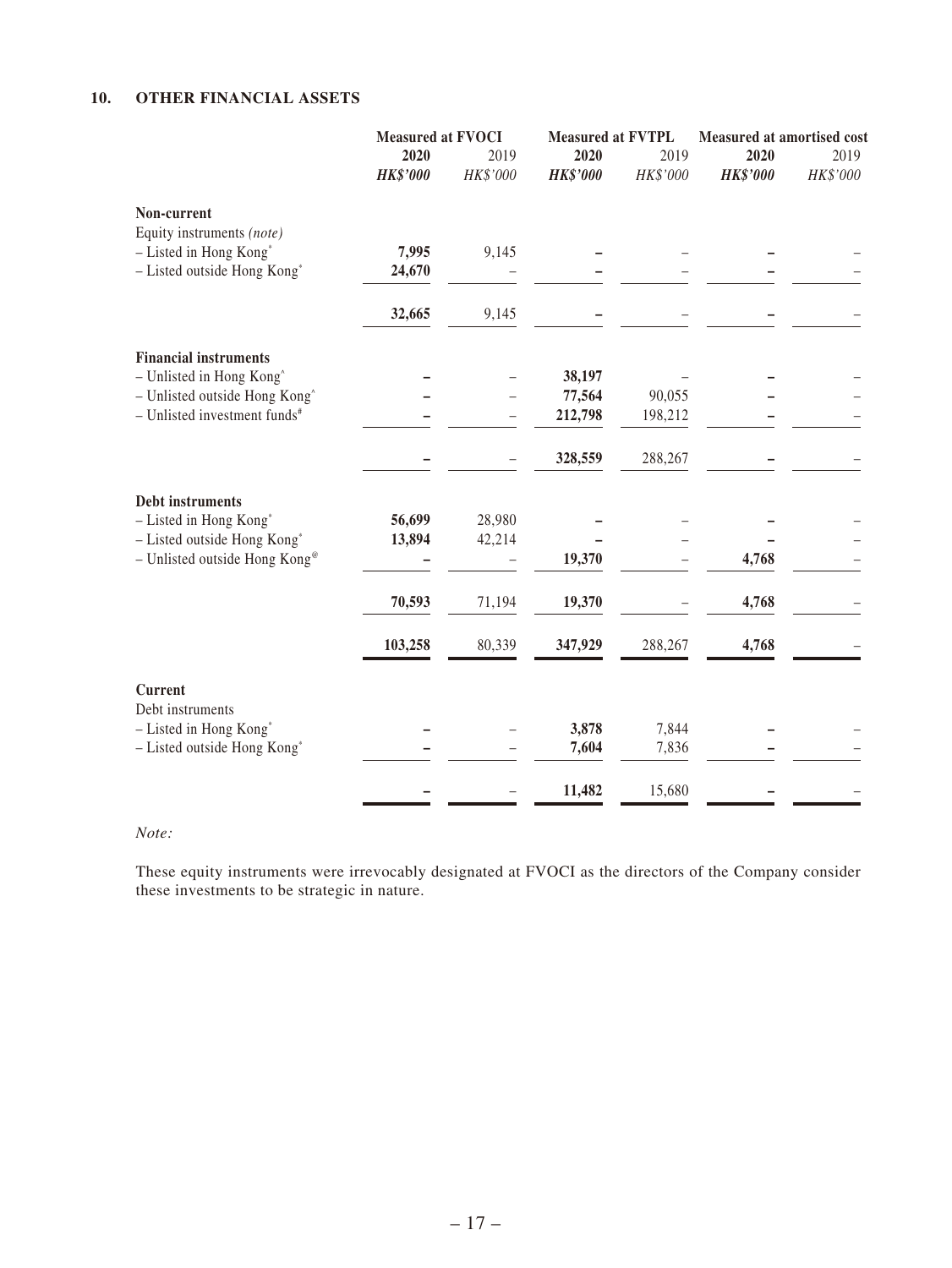## 10. OTHER FINANCIAL ASSETS

| | Measured at FVOCI | | Measured at FVTPL | | Measured at amortised cost | |
|---|---|---|---|---|---|---|
| | **2020** | 2019 | **2020** | 2019 | **2020** | 2019 |
| | ***HK$'000*** | *HK$'000* | ***HK$'000*** | *HK$'000* | ***HK$'000*** | *HK$'000* |
| **Non-current** | | | | | | |
| Equity instruments *(note)* | | | | | | |
| – Listed in Hong Kong* | **7,995** | 9,145 | **–** | – | **–** | – |
| – Listed outside Hong Kong* | **24,670** | – | **–** | – | **–** | – |
| | **32,665** | 9,145 | **–** | – | **–** | – |
| **Financial instruments** | | | | | | |
| – Unlisted in Hong Kong^ | **–** | – | **38,197** | – | **–** | – |
| – Unlisted outside Hong Kong^ | **–** | – | **77,564** | 90,055 | **–** | – |
| – Unlisted investment funds# | **–** | – | **212,798** | 198,212 | **–** | – |
| | **–** | – | **328,559** | 288,267 | **–** | – |
| **Debt instruments** | | | | | | |
| – Listed in Hong Kong* | **56,699** | 28,980 | **–** | – | **–** | – |
| – Listed outside Hong Kong* | **13,894** | 42,214 | **–** | – | **–** | – |
| – Unlisted outside Hong Kong@ | **–** | – | **19,370** | – | **4,768** | – |
| | **70,593** | 71,194 | **19,370** | – | **4,768** | – |
| | **103,258** | 80,339 | **347,929** | 288,267 | **4,768** | – |
| **Current** | | | | | | |
| Debt instruments | | | | | | |
| – Listed in Hong Kong* | **–** | – | **3,878** | 7,844 | **–** | – |
| – Listed outside Hong Kong* | **–** | – | **7,604** | 7,836 | **–** | – |
| | **–** | – | **11,482** | 15,680 | **–** | – |

*Note:*

These equity instruments were irrevocably designated at FVOCI as the directors of the Company consider these investments to be strategic in nature.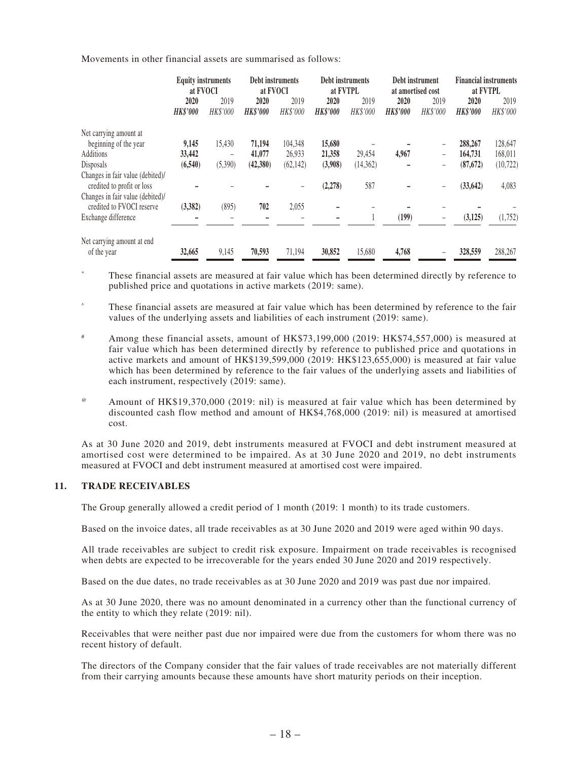Movements in other financial assets are summarised as follows:

| | Equity instruments at FVOCI | | Debt instruments at FVOCI | | Debt instruments at FVTPL | | Debt instrument at amortised cost | | Financial instruments at FVTPL | |
|---|---|---|---|---|---|---|---|---|---|---|
| | **2020** | 2019 | **2020** | 2019 | **2020** | 2019 | **2020** | 2019 | **2020** | 2019 |
| | ***HK$'000*** | *HK$'000* | ***HK$'000*** | *HK$'000* | ***HK$'000*** | *HK$'000* | ***HK$'000*** | *HK$'000* | ***HK$'000*** | *HK$'000* |
| Net carrying amount at beginning of the year | **9,145** | 15,430 | **71,194** | 104,348 | **15,680** | – | **–** | – | **288,267** | 128,647 |
| Additions | **33,442** | – | **41,077** | 26,933 | **21,358** | 29,454 | **4,967** | – | **164,731** | 168,011 |
| Disposals | **(6,540)** | (5,390) | **(42,380)** | (62,142) | **(3,908)** | (14,362) | **–** | – | **(87,672)** | (10,722) |
| Changes in fair value (debited)/ credited to profit or loss | **–** | – | **–** | – | **(2,278)** | 587 | **–** | – | **(33,642)** | 4,083 |
| Changes in fair value (debited)/ credited to FVOCI reserve | **(3,382)** | (895) | **702** | 2,055 | **–** | – | **–** | – | **–** | – |
| Exchange difference | **–** | – | **–** | – | **–** | 1 | **(199)** | – | **(3,125)** | (1,752) |
| Net carrying amount at end of the year | **32,665** | 9,145 | **70,593** | 71,194 | **30,852** | 15,680 | **4,768** | – | **328,559** | 288,267 |

\* These financial assets are measured at fair value which has been determined directly by reference to published price and quotations in active markets (2019: same).

^ These financial assets are measured at fair value which has been determined by reference to the fair values of the underlying assets and liabilities of each instrument (2019: same).

# Among these financial assets, amount of HK$73,199,000 (2019: HK$74,557,000) is measured at fair value which has been determined directly by reference to published price and quotations in active markets and amount of HK$139,599,000 (2019: HK$123,655,000) is measured at fair value which has been determined by reference to the fair values of the underlying assets and liabilities of each instrument, respectively (2019: same).

@ Amount of HK$19,370,000 (2019: nil) is measured at fair value which has been determined by discounted cash flow method and amount of HK$4,768,000 (2019: nil) is measured at amortised cost.

As at 30 June 2020 and 2019, debt instruments measured at FVOCI and debt instrument measured at amortised cost were determined to be impaired. As at 30 June 2020 and 2019, no debt instruments measured at FVOCI and debt instrument measured at amortised cost were impaired.

## 11. TRADE RECEIVABLES

The Group generally allowed a credit period of 1 month (2019: 1 month) to its trade customers.

Based on the invoice dates, all trade receivables as at 30 June 2020 and 2019 were aged within 90 days.

All trade receivables are subject to credit risk exposure. Impairment on trade receivables is recognised when debts are expected to be irrecoverable for the years ended 30 June 2020 and 2019 respectively.

Based on the due dates, no trade receivables as at 30 June 2020 and 2019 was past due nor impaired.

As at 30 June 2020, there was no amount denominated in a currency other than the functional currency of the entity to which they relate (2019: nil).

Receivables that were neither past due nor impaired were due from the customers for whom there was no recent history of default.

The directors of the Company consider that the fair values of trade receivables are not materially different from their carrying amounts because these amounts have short maturity periods on their inception.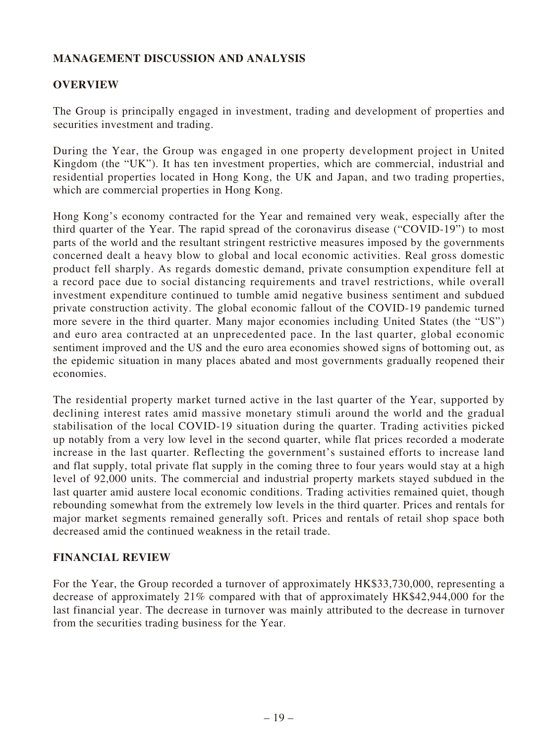## MANAGEMENT DISCUSSION AND ANALYSIS

### OVERVIEW

The Group is principally engaged in investment, trading and development of properties and securities investment and trading.

During the Year, the Group was engaged in one property development project in United Kingdom (the "UK"). It has ten investment properties, which are commercial, industrial and residential properties located in Hong Kong, the UK and Japan, and two trading properties, which are commercial properties in Hong Kong.

Hong Kong's economy contracted for the Year and remained very weak, especially after the third quarter of the Year. The rapid spread of the coronavirus disease ("COVID-19") to most parts of the world and the resultant stringent restrictive measures imposed by the governments concerned dealt a heavy blow to global and local economic activities. Real gross domestic product fell sharply. As regards domestic demand, private consumption expenditure fell at a record pace due to social distancing requirements and travel restrictions, while overall investment expenditure continued to tumble amid negative business sentiment and subdued private construction activity. The global economic fallout of the COVID-19 pandemic turned more severe in the third quarter. Many major economies including United States (the "US") and euro area contracted at an unprecedented pace. In the last quarter, global economic sentiment improved and the US and the euro area economies showed signs of bottoming out, as the epidemic situation in many places abated and most governments gradually reopened their economies.

The residential property market turned active in the last quarter of the Year, supported by declining interest rates amid massive monetary stimuli around the world and the gradual stabilisation of the local COVID-19 situation during the quarter. Trading activities picked up notably from a very low level in the second quarter, while flat prices recorded a moderate increase in the last quarter. Reflecting the government's sustained efforts to increase land and flat supply, total private flat supply in the coming three to four years would stay at a high level of 92,000 units. The commercial and industrial property markets stayed subdued in the last quarter amid austere local economic conditions. Trading activities remained quiet, though rebounding somewhat from the extremely low levels in the third quarter. Prices and rentals for major market segments remained generally soft. Prices and rentals of retail shop space both decreased amid the continued weakness in the retail trade.

### FINANCIAL REVIEW

For the Year, the Group recorded a turnover of approximately HK$33,730,000, representing a decrease of approximately 21% compared with that of approximately HK$42,944,000 for the last financial year. The decrease in turnover was mainly attributed to the decrease in turnover from the securities trading business for the Year.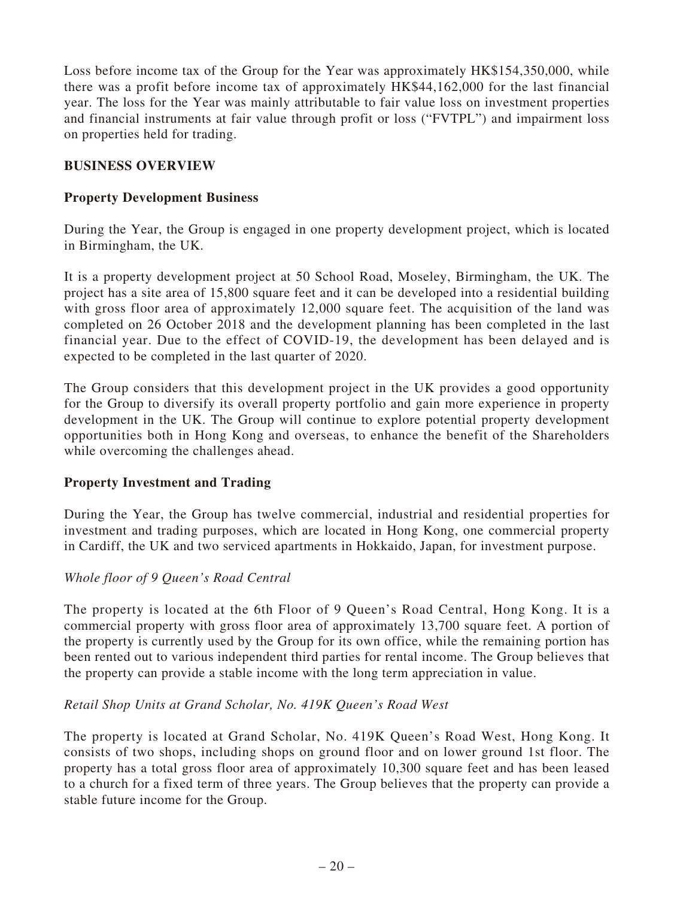Loss before income tax of the Group for the Year was approximately HK$154,350,000, while there was a profit before income tax of approximately HK$44,162,000 for the last financial year. The loss for the Year was mainly attributable to fair value loss on investment properties and financial instruments at fair value through profit or loss ("FVTPL") and impairment loss on properties held for trading.

## BUSINESS OVERVIEW

### Property Development Business

During the Year, the Group is engaged in one property development project, which is located in Birmingham, the UK.

It is a property development project at 50 School Road, Moseley, Birmingham, the UK. The project has a site area of 15,800 square feet and it can be developed into a residential building with gross floor area of approximately 12,000 square feet. The acquisition of the land was completed on 26 October 2018 and the development planning has been completed in the last financial year. Due to the effect of COVID-19, the development has been delayed and is expected to be completed in the last quarter of 2020.

The Group considers that this development project in the UK provides a good opportunity for the Group to diversify its overall property portfolio and gain more experience in property development in the UK. The Group will continue to explore potential property development opportunities both in Hong Kong and overseas, to enhance the benefit of the Shareholders while overcoming the challenges ahead.

### Property Investment and Trading

During the Year, the Group has twelve commercial, industrial and residential properties for investment and trading purposes, which are located in Hong Kong, one commercial property in Cardiff, the UK and two serviced apartments in Hokkaido, Japan, for investment purpose.

*Whole floor of 9 Queen's Road Central*

The property is located at the 6th Floor of 9 Queen's Road Central, Hong Kong. It is a commercial property with gross floor area of approximately 13,700 square feet. A portion of the property is currently used by the Group for its own office, while the remaining portion has been rented out to various independent third parties for rental income. The Group believes that the property can provide a stable income with the long term appreciation in value.

*Retail Shop Units at Grand Scholar, No. 419K Queen's Road West*

The property is located at Grand Scholar, No. 419K Queen's Road West, Hong Kong. It consists of two shops, including shops on ground floor and on lower ground 1st floor. The property has a total gross floor area of approximately 10,300 square feet and has been leased to a church for a fixed term of three years. The Group believes that the property can provide a stable future income for the Group.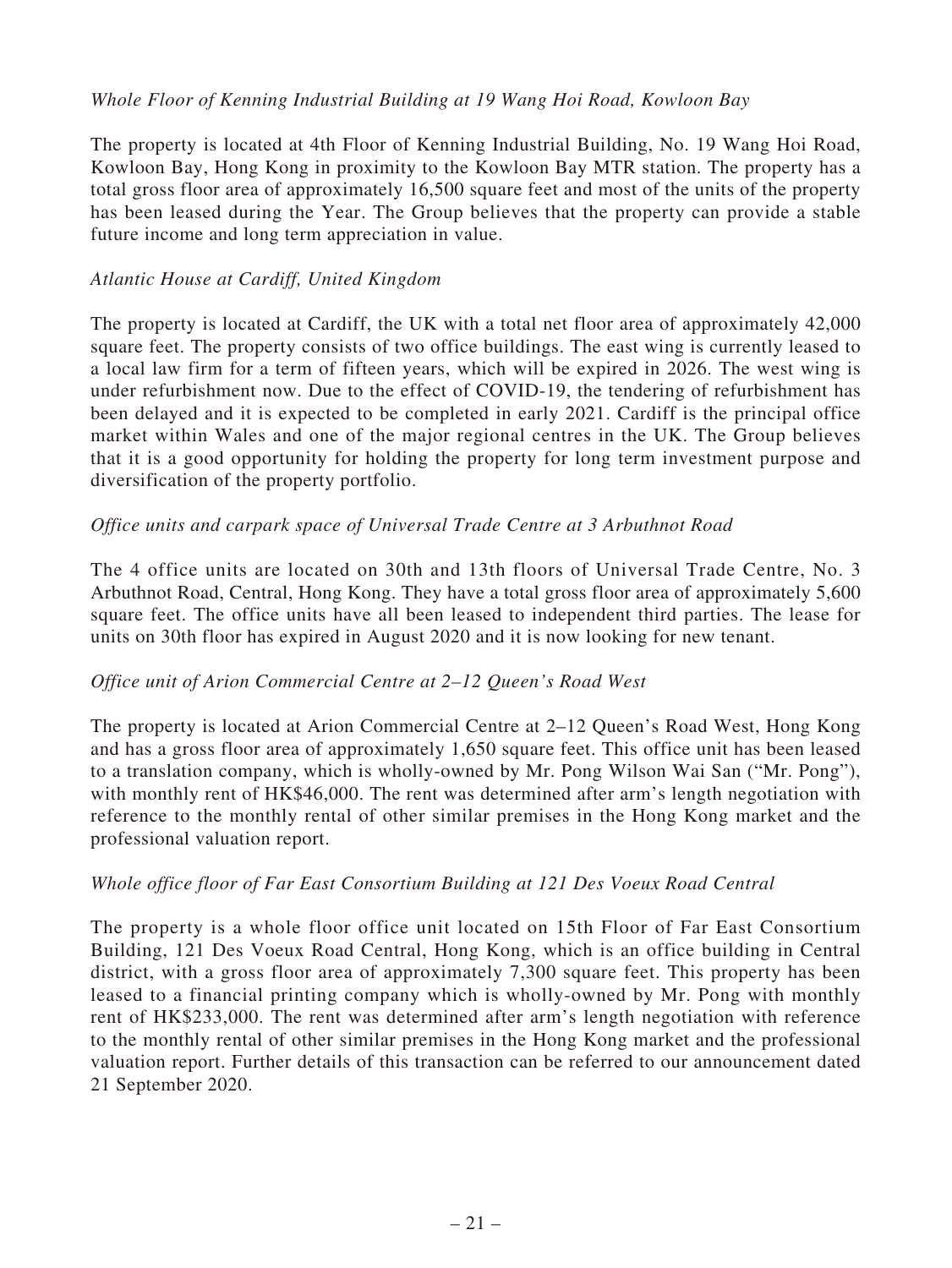*Whole Floor of Kenning Industrial Building at 19 Wang Hoi Road, Kowloon Bay*

The property is located at 4th Floor of Kenning Industrial Building, No. 19 Wang Hoi Road, Kowloon Bay, Hong Kong in proximity to the Kowloon Bay MTR station. The property has a total gross floor area of approximately 16,500 square feet and most of the units of the property has been leased during the Year. The Group believes that the property can provide a stable future income and long term appreciation in value.

*Atlantic House at Cardiff, United Kingdom*

The property is located at Cardiff, the UK with a total net floor area of approximately 42,000 square feet. The property consists of two office buildings. The east wing is currently leased to a local law firm for a term of fifteen years, which will be expired in 2026. The west wing is under refurbishment now. Due to the effect of COVID-19, the tendering of refurbishment has been delayed and it is expected to be completed in early 2021. Cardiff is the principal office market within Wales and one of the major regional centres in the UK. The Group believes that it is a good opportunity for holding the property for long term investment purpose and diversification of the property portfolio.

*Office units and carpark space of Universal Trade Centre at 3 Arbuthnot Road*

The 4 office units are located on 30th and 13th floors of Universal Trade Centre, No. 3 Arbuthnot Road, Central, Hong Kong. They have a total gross floor area of approximately 5,600 square feet. The office units have all been leased to independent third parties. The lease for units on 30th floor has expired in August 2020 and it is now looking for new tenant.

*Office unit of Arion Commercial Centre at 2–12 Queen's Road West*

The property is located at Arion Commercial Centre at 2–12 Queen's Road West, Hong Kong and has a gross floor area of approximately 1,650 square feet. This office unit has been leased to a translation company, which is wholly-owned by Mr. Pong Wilson Wai San ("Mr. Pong"), with monthly rent of HK$46,000. The rent was determined after arm's length negotiation with reference to the monthly rental of other similar premises in the Hong Kong market and the professional valuation report.

*Whole office floor of Far East Consortium Building at 121 Des Voeux Road Central*

The property is a whole floor office unit located on 15th Floor of Far East Consortium Building, 121 Des Voeux Road Central, Hong Kong, which is an office building in Central district, with a gross floor area of approximately 7,300 square feet. This property has been leased to a financial printing company which is wholly-owned by Mr. Pong with monthly rent of HK$233,000. The rent was determined after arm's length negotiation with reference to the monthly rental of other similar premises in the Hong Kong market and the professional valuation report. Further details of this transaction can be referred to our announcement dated 21 September 2020.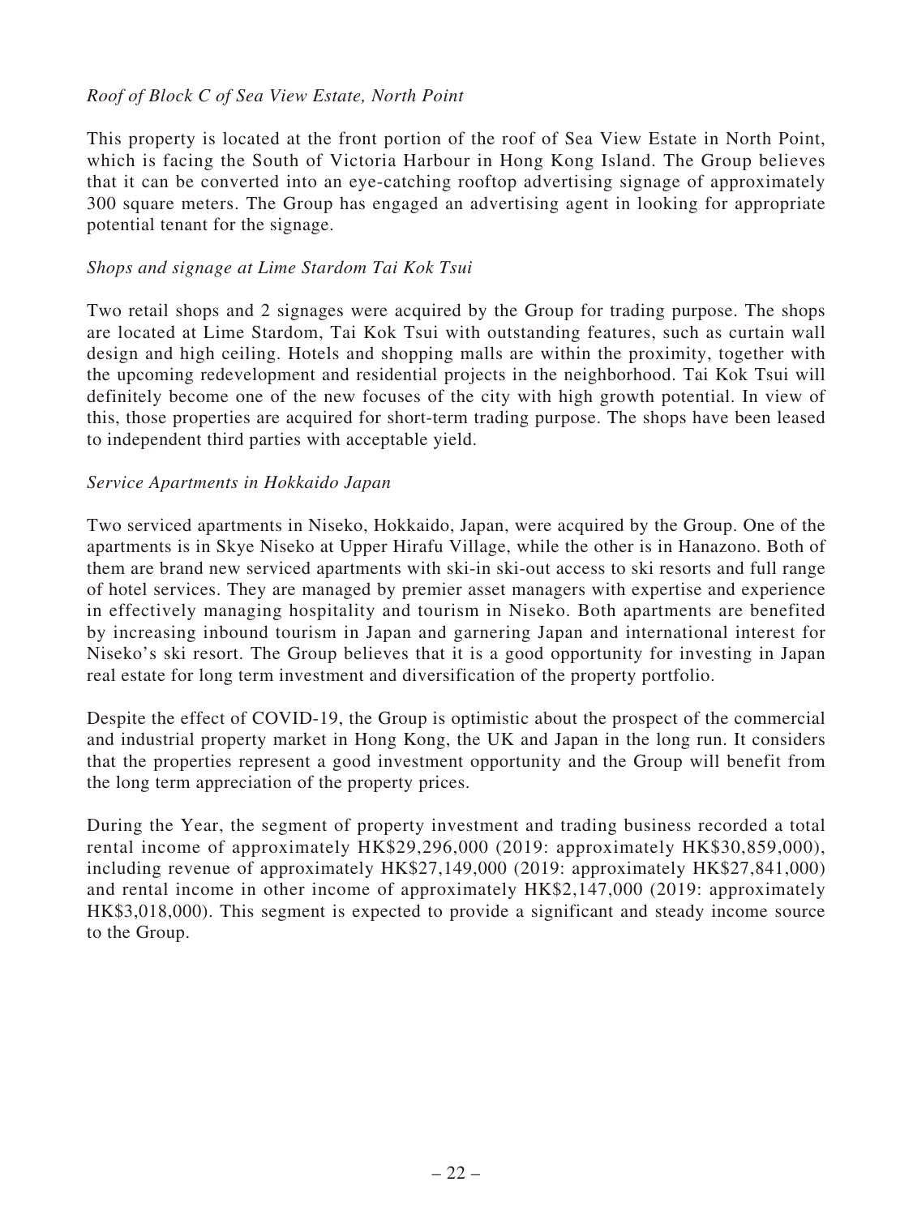*Roof of Block C of Sea View Estate, North Point*

This property is located at the front portion of the roof of Sea View Estate in North Point, which is facing the South of Victoria Harbour in Hong Kong Island. The Group believes that it can be converted into an eye-catching rooftop advertising signage of approximately 300 square meters. The Group has engaged an advertising agent in looking for appropriate potential tenant for the signage.

*Shops and signage at Lime Stardom Tai Kok Tsui*

Two retail shops and 2 signages were acquired by the Group for trading purpose. The shops are located at Lime Stardom, Tai Kok Tsui with outstanding features, such as curtain wall design and high ceiling. Hotels and shopping malls are within the proximity, together with the upcoming redevelopment and residential projects in the neighborhood. Tai Kok Tsui will definitely become one of the new focuses of the city with high growth potential. In view of this, those properties are acquired for short-term trading purpose. The shops have been leased to independent third parties with acceptable yield.

*Service Apartments in Hokkaido Japan*

Two serviced apartments in Niseko, Hokkaido, Japan, were acquired by the Group. One of the apartments is in Skye Niseko at Upper Hirafu Village, while the other is in Hanazono. Both of them are brand new serviced apartments with ski-in ski-out access to ski resorts and full range of hotel services. They are managed by premier asset managers with expertise and experience in effectively managing hospitality and tourism in Niseko. Both apartments are benefited by increasing inbound tourism in Japan and garnering Japan and international interest for Niseko's ski resort. The Group believes that it is a good opportunity for investing in Japan real estate for long term investment and diversification of the property portfolio.

Despite the effect of COVID-19, the Group is optimistic about the prospect of the commercial and industrial property market in Hong Kong, the UK and Japan in the long run. It considers that the properties represent a good investment opportunity and the Group will benefit from the long term appreciation of the property prices.

During the Year, the segment of property investment and trading business recorded a total rental income of approximately HK$29,296,000 (2019: approximately HK$30,859,000), including revenue of approximately HK$27,149,000 (2019: approximately HK$27,841,000) and rental income in other income of approximately HK$2,147,000 (2019: approximately HK$3,018,000). This segment is expected to provide a significant and steady income source to the Group.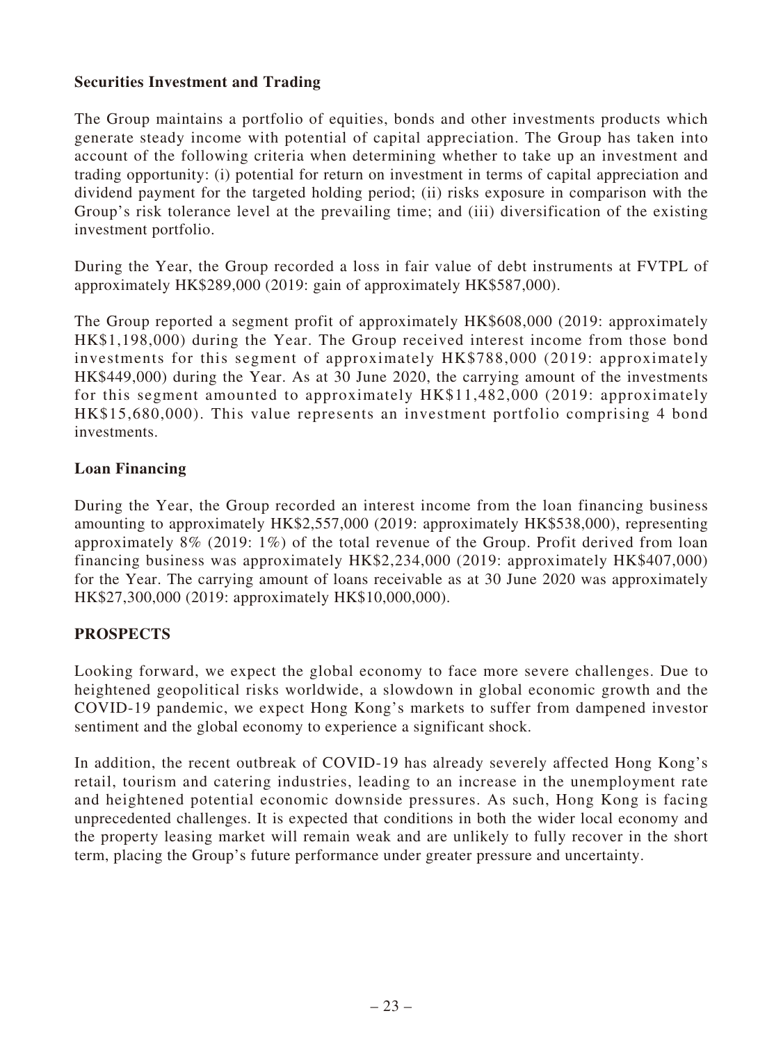### Securities Investment and Trading

The Group maintains a portfolio of equities, bonds and other investments products which generate steady income with potential of capital appreciation. The Group has taken into account of the following criteria when determining whether to take up an investment and trading opportunity: (i) potential for return on investment in terms of capital appreciation and dividend payment for the targeted holding period; (ii) risks exposure in comparison with the Group's risk tolerance level at the prevailing time; and (iii) diversification of the existing investment portfolio.

During the Year, the Group recorded a loss in fair value of debt instruments at FVTPL of approximately HK$289,000 (2019: gain of approximately HK$587,000).

The Group reported a segment profit of approximately HK$608,000 (2019: approximately HK$1,198,000) during the Year. The Group received interest income from those bond investments for this segment of approximately HK$788,000 (2019: approximately HK$449,000) during the Year. As at 30 June 2020, the carrying amount of the investments for this segment amounted to approximately HK$11,482,000 (2019: approximately HK$15,680,000). This value represents an investment portfolio comprising 4 bond investments.

### Loan Financing

During the Year, the Group recorded an interest income from the loan financing business amounting to approximately HK$2,557,000 (2019: approximately HK$538,000), representing approximately 8% (2019: 1%) of the total revenue of the Group. Profit derived from loan financing business was approximately HK$2,234,000 (2019: approximately HK$407,000) for the Year. The carrying amount of loans receivable as at 30 June 2020 was approximately HK$27,300,000 (2019: approximately HK$10,000,000).

## PROSPECTS

Looking forward, we expect the global economy to face more severe challenges. Due to heightened geopolitical risks worldwide, a slowdown in global economic growth and the COVID-19 pandemic, we expect Hong Kong's markets to suffer from dampened investor sentiment and the global economy to experience a significant shock.

In addition, the recent outbreak of COVID-19 has already severely affected Hong Kong's retail, tourism and catering industries, leading to an increase in the unemployment rate and heightened potential economic downside pressures. As such, Hong Kong is facing unprecedented challenges. It is expected that conditions in both the wider local economy and the property leasing market will remain weak and are unlikely to fully recover in the short term, placing the Group's future performance under greater pressure and uncertainty.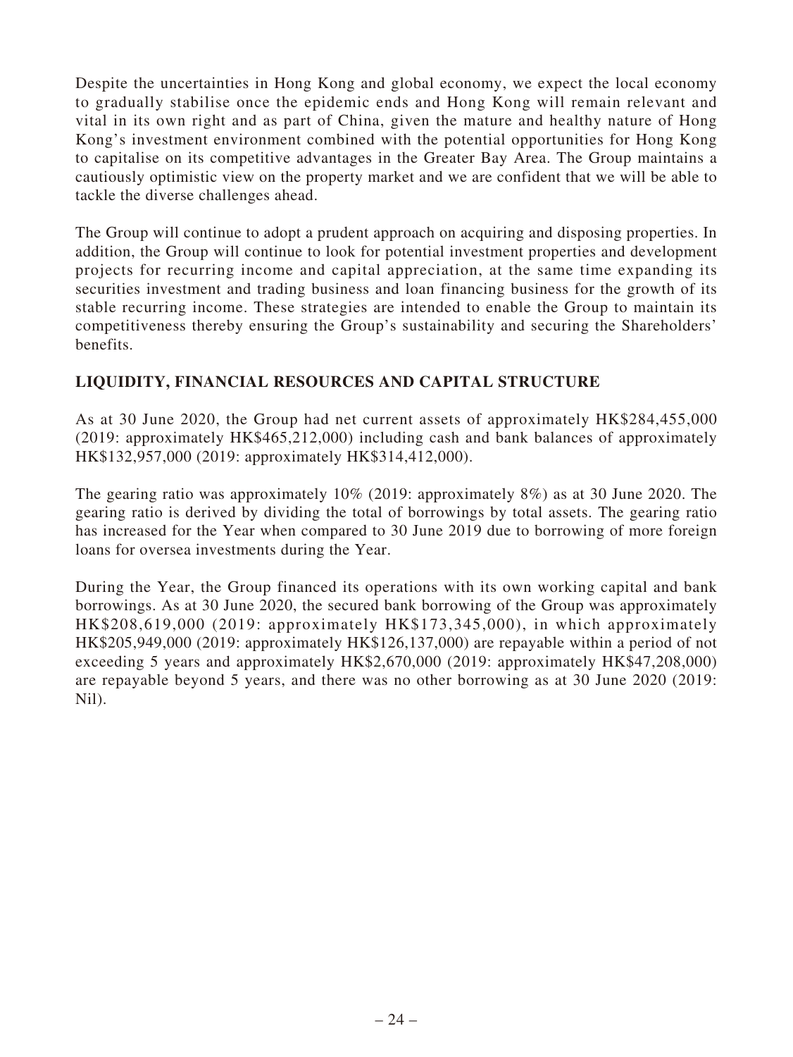Despite the uncertainties in Hong Kong and global economy, we expect the local economy to gradually stabilise once the epidemic ends and Hong Kong will remain relevant and vital in its own right and as part of China, given the mature and healthy nature of Hong Kong's investment environment combined with the potential opportunities for Hong Kong to capitalise on its competitive advantages in the Greater Bay Area. The Group maintains a cautiously optimistic view on the property market and we are confident that we will be able to tackle the diverse challenges ahead.

The Group will continue to adopt a prudent approach on acquiring and disposing properties. In addition, the Group will continue to look for potential investment properties and development projects for recurring income and capital appreciation, at the same time expanding its securities investment and trading business and loan financing business for the growth of its stable recurring income. These strategies are intended to enable the Group to maintain its competitiveness thereby ensuring the Group's sustainability and securing the Shareholders' benefits.

## LIQUIDITY, FINANCIAL RESOURCES AND CAPITAL STRUCTURE

As at 30 June 2020, the Group had net current assets of approximately HK$284,455,000 (2019: approximately HK$465,212,000) including cash and bank balances of approximately HK$132,957,000 (2019: approximately HK$314,412,000).

The gearing ratio was approximately 10% (2019: approximately 8%) as at 30 June 2020. The gearing ratio is derived by dividing the total of borrowings by total assets. The gearing ratio has increased for the Year when compared to 30 June 2019 due to borrowing of more foreign loans for oversea investments during the Year.

During the Year, the Group financed its operations with its own working capital and bank borrowings. As at 30 June 2020, the secured bank borrowing of the Group was approximately HK$208,619,000 (2019: approximately HK$173,345,000), in which approximately HK$205,949,000 (2019: approximately HK$126,137,000) are repayable within a period of not exceeding 5 years and approximately HK$2,670,000 (2019: approximately HK$47,208,000) are repayable beyond 5 years, and there was no other borrowing as at 30 June 2020 (2019: Nil).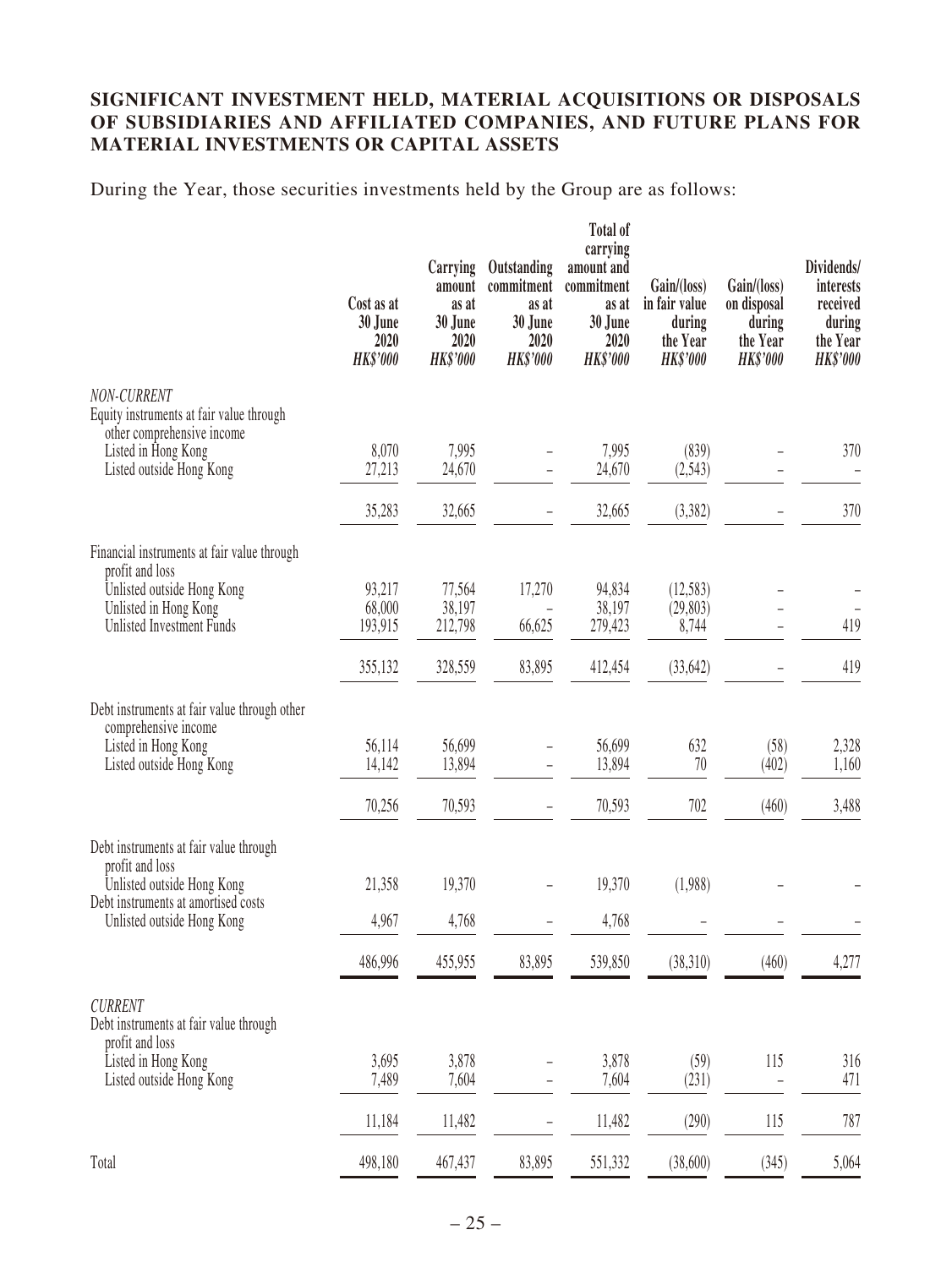## SIGNIFICANT INVESTMENT HELD, MATERIAL ACQUISITIONS OR DISPOSALS OF SUBSIDIARIES AND AFFILIATED COMPANIES, AND FUTURE PLANS FOR MATERIAL INVESTMENTS OR CAPITAL ASSETS

During the Year, those securities investments held by the Group are as follows:

| | Cost as at 30 June 2020 HK$'000 | Carrying amount as at 30 June 2020 HK$'000 | Outstanding commitment as at 30 June 2020 HK$'000 | Total of carrying amount and commitment as at 30 June 2020 HK$'000 | Gain/(loss) in fair value during the Year HK$'000 | Gain/(loss) on disposal during the Year HK$'000 | Dividends/ interests received during the Year HK$'000 |
|---|---|---|---|---|---|---|---|
| *NON-CURRENT* | | | | | | | |
| Equity instruments at fair value through other comprehensive income | | | | | | | |
| Listed in Hong Kong | 8,070 | 7,995 | – | 7,995 | (839) | – | 370 |
| Listed outside Hong Kong | 27,213 | 24,670 | – | 24,670 | (2,543) | – | – |
| | 35,283 | 32,665 | – | 32,665 | (3,382) | – | 370 |
| Financial instruments at fair value through profit and loss | | | | | | | |
| Unlisted outside Hong Kong | 93,217 | 77,564 | 17,270 | 94,834 | (12,583) | – | – |
| Unlisted in Hong Kong | 68,000 | 38,197 | – | 38,197 | (29,803) | – | – |
| Unlisted Investment Funds | 193,915 | 212,798 | 66,625 | 279,423 | 8,744 | – | 419 |
| | 355,132 | 328,559 | 83,895 | 412,454 | (33,642) | – | 419 |
| Debt instruments at fair value through other comprehensive income | | | | | | | |
| Listed in Hong Kong | 56,114 | 56,699 | – | 56,699 | 632 | (58) | 2,328 |
| Listed outside Hong Kong | 14,142 | 13,894 | – | 13,894 | 70 | (402) | 1,160 |
| | 70,256 | 70,593 | – | 70,593 | 702 | (460) | 3,488 |
| Debt instruments at fair value through profit and loss | | | | | | | |
| Unlisted outside Hong Kong | 21,358 | 19,370 | – | 19,370 | (1,988) | – | – |
| Debt instruments at amortised costs | | | | | | | |
| Unlisted outside Hong Kong | 4,967 | 4,768 | – | 4,768 | – | – | – |
| | 486,996 | 455,955 | 83,895 | 539,850 | (38,310) | (460) | 4,277 |
| *CURRENT* | | | | | | | |
| Debt instruments at fair value through profit and loss | | | | | | | |
| Listed in Hong Kong | 3,695 | 3,878 | – | 3,878 | (59) | 115 | 316 |
| Listed outside Hong Kong | 7,489 | 7,604 | – | 7,604 | (231) | – | 471 |
| | 11,184 | 11,482 | – | 11,482 | (290) | 115 | 787 |
| Total | 498,180 | 467,437 | 83,895 | 551,332 | (38,600) | (345) | 5,064 |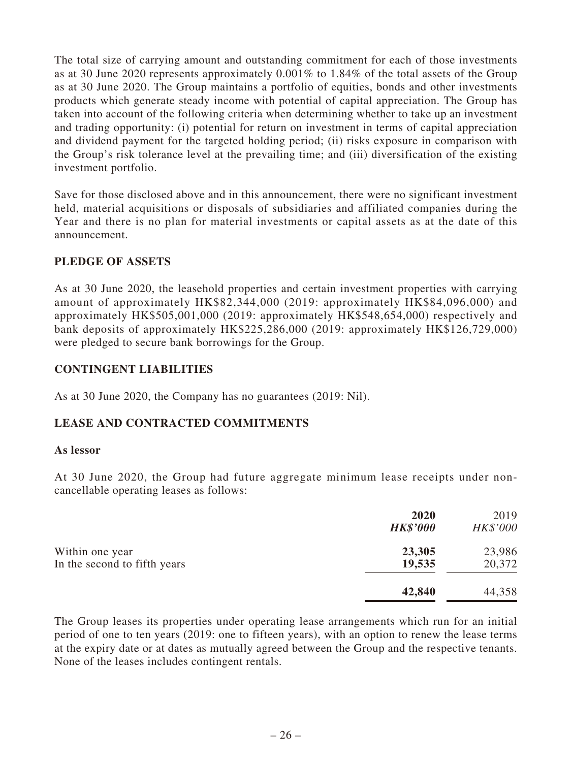The total size of carrying amount and outstanding commitment for each of those investments as at 30 June 2020 represents approximately 0.001% to 1.84% of the total assets of the Group as at 30 June 2020. The Group maintains a portfolio of equities, bonds and other investments products which generate steady income with potential of capital appreciation. The Group has taken into account of the following criteria when determining whether to take up an investment and trading opportunity: (i) potential for return on investment in terms of capital appreciation and dividend payment for the targeted holding period; (ii) risks exposure in comparison with the Group's risk tolerance level at the prevailing time; and (iii) diversification of the existing investment portfolio.

Save for those disclosed above and in this announcement, there were no significant investment held, material acquisitions or disposals of subsidiaries and affiliated companies during the Year and there is no plan for material investments or capital assets as at the date of this announcement.

## PLEDGE OF ASSETS

As at 30 June 2020, the leasehold properties and certain investment properties with carrying amount of approximately HK$82,344,000 (2019: approximately HK$84,096,000) and approximately HK$505,001,000 (2019: approximately HK$548,654,000) respectively and bank deposits of approximately HK$225,286,000 (2019: approximately HK$126,729,000) were pledged to secure bank borrowings for the Group.

## CONTINGENT LIABILITIES

As at 30 June 2020, the Company has no guarantees (2019: Nil).

## LEASE AND CONTRACTED COMMITMENTS

### As lessor

At 30 June 2020, the Group had future aggregate minimum lease receipts under non-cancellable operating leases as follows:

| | **2020** | 2019 |
|---|---|---|
| | ***HK$'000*** | *HK$'000* |
| Within one year | **23,305** | 23,986 |
| In the second to fifth years | **19,535** | 20,372 |
| | **42,840** | 44,358 |

The Group leases its properties under operating lease arrangements which run for an initial period of one to ten years (2019: one to fifteen years), with an option to renew the lease terms at the expiry date or at dates as mutually agreed between the Group and the respective tenants. None of the leases includes contingent rentals.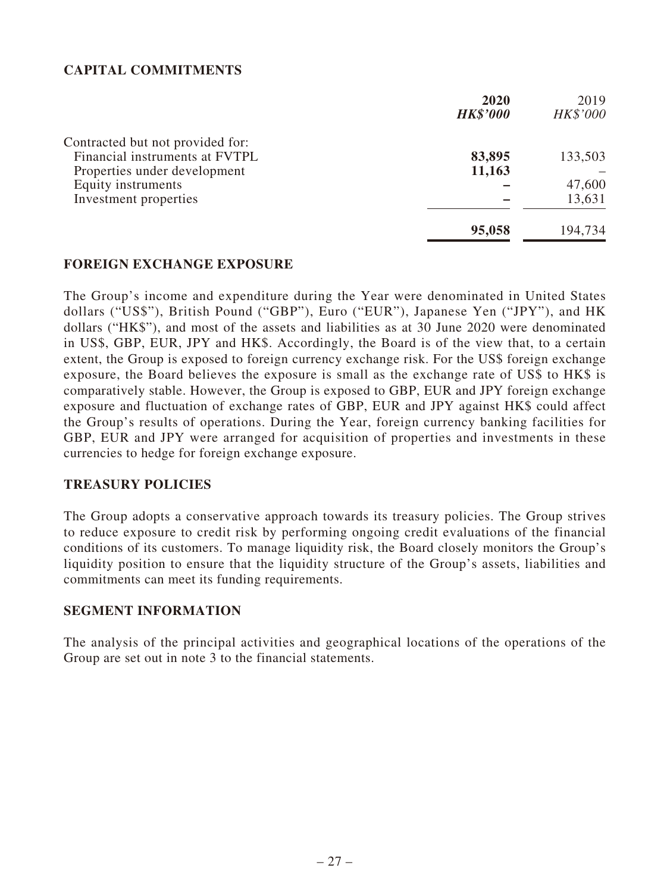## CAPITAL COMMITMENTS

| | 2020 | 2019 |
|---|---|---|
| | ***HK$'000*** | *HK$'000* |
| Contracted but not provided for: | | |
| Financial instruments at FVTPL | **83,895** | 133,503 |
| Properties under development | **11,163** | – |
| Equity instruments | **–** | 47,600 |
| Investment properties | **–** | 13,631 |
| | **95,058** | 194,734 |

## FOREIGN EXCHANGE EXPOSURE

The Group's income and expenditure during the Year were denominated in United States dollars ("US$"), British Pound ("GBP"), Euro ("EUR"), Japanese Yen ("JPY"), and HK dollars ("HK$"), and most of the assets and liabilities as at 30 June 2020 were denominated in US$, GBP, EUR, JPY and HK$. Accordingly, the Board is of the view that, to a certain extent, the Group is exposed to foreign currency exchange risk. For the US$ foreign exchange exposure, the Board believes the exposure is small as the exchange rate of US$ to HK$ is comparatively stable. However, the Group is exposed to GBP, EUR and JPY foreign exchange exposure and fluctuation of exchange rates of GBP, EUR and JPY against HK$ could affect the Group's results of operations. During the Year, foreign currency banking facilities for GBP, EUR and JPY were arranged for acquisition of properties and investments in these currencies to hedge for foreign exchange exposure.

## TREASURY POLICIES

The Group adopts a conservative approach towards its treasury policies. The Group strives to reduce exposure to credit risk by performing ongoing credit evaluations of the financial conditions of its customers. To manage liquidity risk, the Board closely monitors the Group's liquidity position to ensure that the liquidity structure of the Group's assets, liabilities and commitments can meet its funding requirements.

## SEGMENT INFORMATION

The analysis of the principal activities and geographical locations of the operations of the Group are set out in note 3 to the financial statements.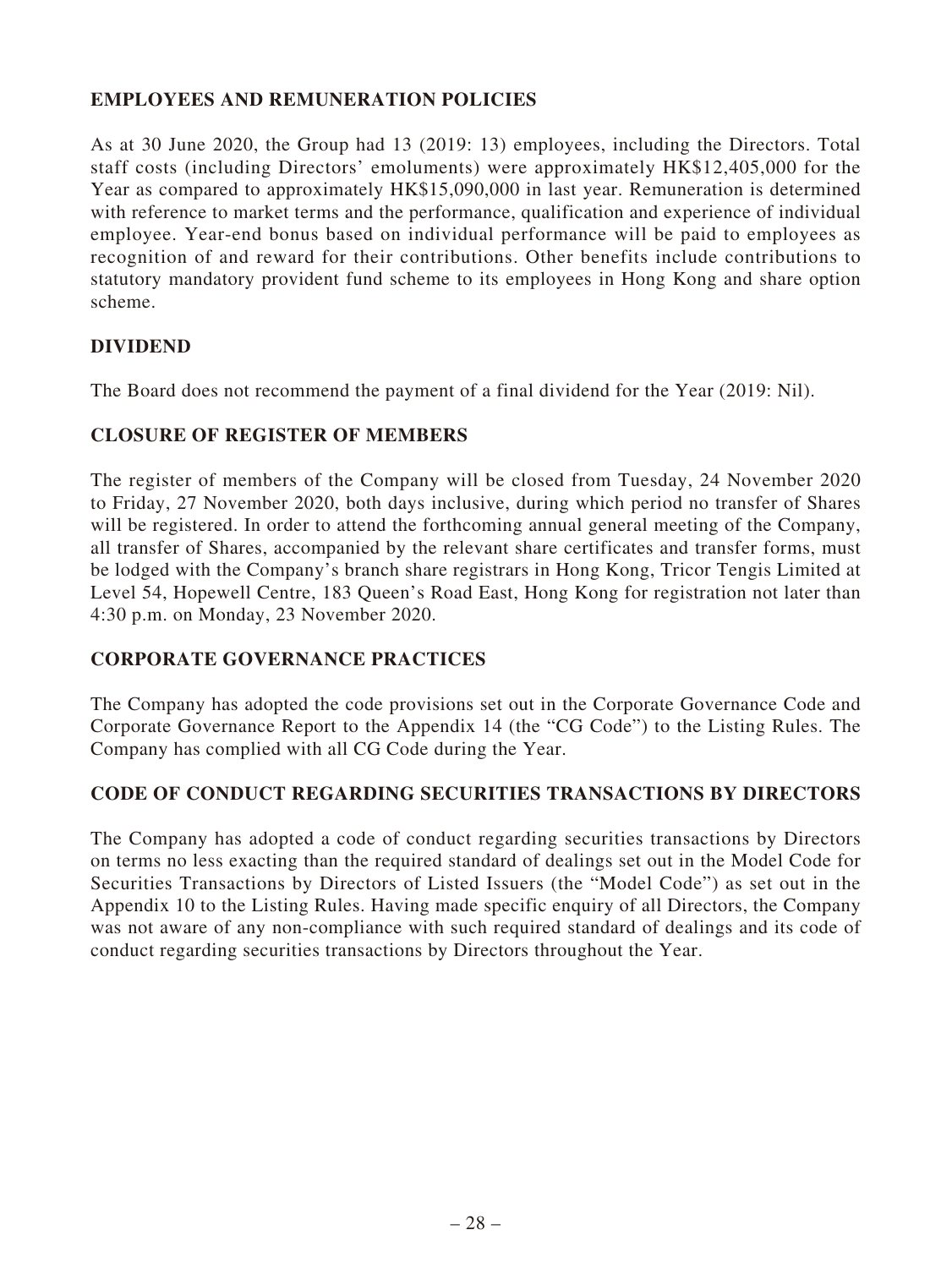## EMPLOYEES AND REMUNERATION POLICIES

As at 30 June 2020, the Group had 13 (2019: 13) employees, including the Directors. Total staff costs (including Directors' emoluments) were approximately HK$12,405,000 for the Year as compared to approximately HK$15,090,000 in last year. Remuneration is determined with reference to market terms and the performance, qualification and experience of individual employee. Year-end bonus based on individual performance will be paid to employees as recognition of and reward for their contributions. Other benefits include contributions to statutory mandatory provident fund scheme to its employees in Hong Kong and share option scheme.

## DIVIDEND

The Board does not recommend the payment of a final dividend for the Year (2019: Nil).

## CLOSURE OF REGISTER OF MEMBERS

The register of members of the Company will be closed from Tuesday, 24 November 2020 to Friday, 27 November 2020, both days inclusive, during which period no transfer of Shares will be registered. In order to attend the forthcoming annual general meeting of the Company, all transfer of Shares, accompanied by the relevant share certificates and transfer forms, must be lodged with the Company's branch share registrars in Hong Kong, Tricor Tengis Limited at Level 54, Hopewell Centre, 183 Queen's Road East, Hong Kong for registration not later than 4:30 p.m. on Monday, 23 November 2020.

## CORPORATE GOVERNANCE PRACTICES

The Company has adopted the code provisions set out in the Corporate Governance Code and Corporate Governance Report to the Appendix 14 (the "CG Code") to the Listing Rules. The Company has complied with all CG Code during the Year.

## CODE OF CONDUCT REGARDING SECURITIES TRANSACTIONS BY DIRECTORS

The Company has adopted a code of conduct regarding securities transactions by Directors on terms no less exacting than the required standard of dealings set out in the Model Code for Securities Transactions by Directors of Listed Issuers (the "Model Code") as set out in the Appendix 10 to the Listing Rules. Having made specific enquiry of all Directors, the Company was not aware of any non-compliance with such required standard of dealings and its code of conduct regarding securities transactions by Directors throughout the Year.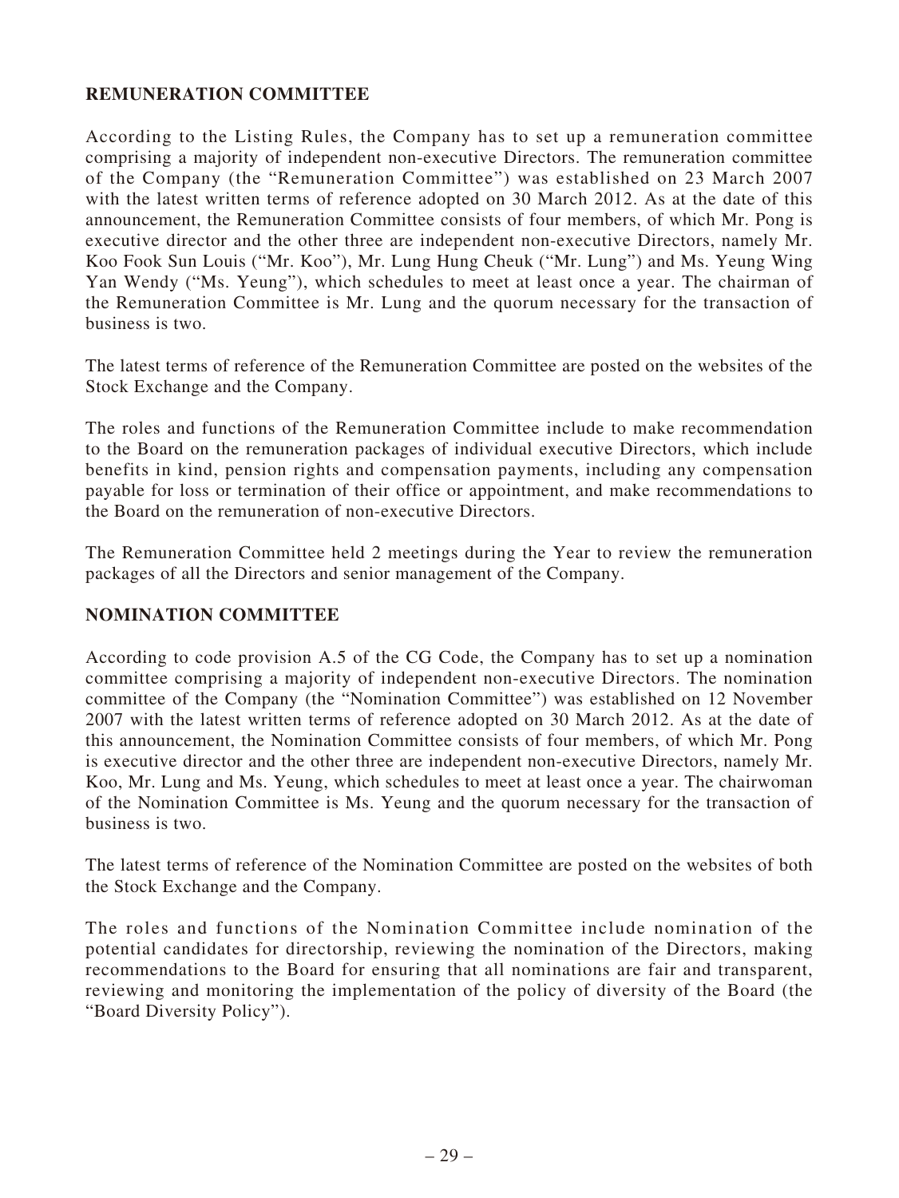## REMUNERATION COMMITTEE

According to the Listing Rules, the Company has to set up a remuneration committee comprising a majority of independent non-executive Directors. The remuneration committee of the Company (the "Remuneration Committee") was established on 23 March 2007 with the latest written terms of reference adopted on 30 March 2012. As at the date of this announcement, the Remuneration Committee consists of four members, of which Mr. Pong is executive director and the other three are independent non-executive Directors, namely Mr. Koo Fook Sun Louis ("Mr. Koo"), Mr. Lung Hung Cheuk ("Mr. Lung") and Ms. Yeung Wing Yan Wendy ("Ms. Yeung"), which schedules to meet at least once a year. The chairman of the Remuneration Committee is Mr. Lung and the quorum necessary for the transaction of business is two.

The latest terms of reference of the Remuneration Committee are posted on the websites of the Stock Exchange and the Company.

The roles and functions of the Remuneration Committee include to make recommendation to the Board on the remuneration packages of individual executive Directors, which include benefits in kind, pension rights and compensation payments, including any compensation payable for loss or termination of their office or appointment, and make recommendations to the Board on the remuneration of non-executive Directors.

The Remuneration Committee held 2 meetings during the Year to review the remuneration packages of all the Directors and senior management of the Company.

## NOMINATION COMMITTEE

According to code provision A.5 of the CG Code, the Company has to set up a nomination committee comprising a majority of independent non-executive Directors. The nomination committee of the Company (the "Nomination Committee") was established on 12 November 2007 with the latest written terms of reference adopted on 30 March 2012. As at the date of this announcement, the Nomination Committee consists of four members, of which Mr. Pong is executive director and the other three are independent non-executive Directors, namely Mr. Koo, Mr. Lung and Ms. Yeung, which schedules to meet at least once a year. The chairwoman of the Nomination Committee is Ms. Yeung and the quorum necessary for the transaction of business is two.

The latest terms of reference of the Nomination Committee are posted on the websites of both the Stock Exchange and the Company.

The roles and functions of the Nomination Committee include nomination of the potential candidates for directorship, reviewing the nomination of the Directors, making recommendations to the Board for ensuring that all nominations are fair and transparent, reviewing and monitoring the implementation of the policy of diversity of the Board (the "Board Diversity Policy").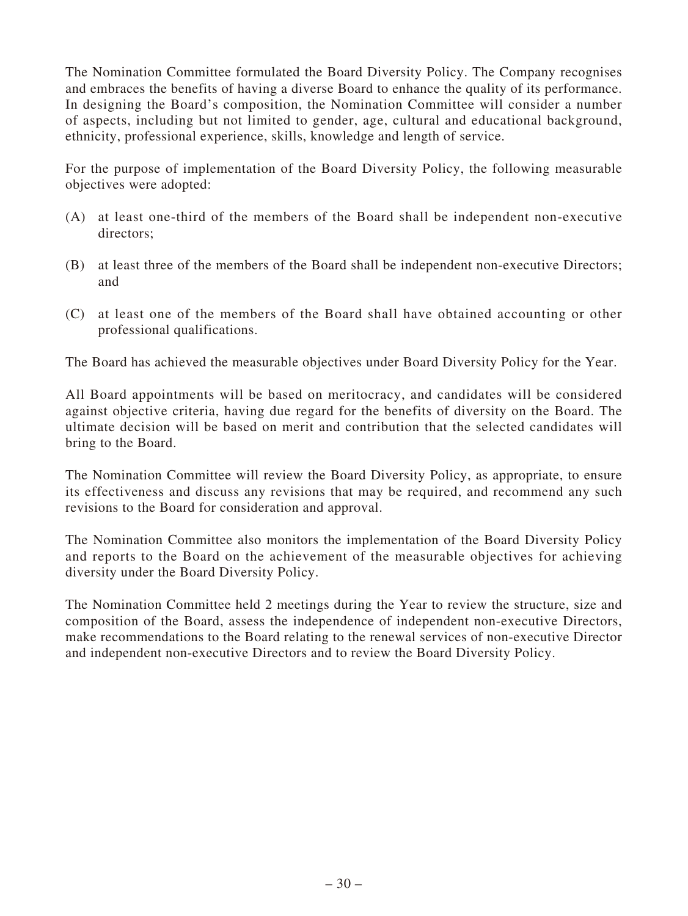The Nomination Committee formulated the Board Diversity Policy. The Company recognises and embraces the benefits of having a diverse Board to enhance the quality of its performance. In designing the Board's composition, the Nomination Committee will consider a number of aspects, including but not limited to gender, age, cultural and educational background, ethnicity, professional experience, skills, knowledge and length of service.

For the purpose of implementation of the Board Diversity Policy, the following measurable objectives were adopted:

(A) at least one-third of the members of the Board shall be independent non-executive directors;

(B) at least three of the members of the Board shall be independent non-executive Directors; and

(C) at least one of the members of the Board shall have obtained accounting or other professional qualifications.

The Board has achieved the measurable objectives under Board Diversity Policy for the Year.

All Board appointments will be based on meritocracy, and candidates will be considered against objective criteria, having due regard for the benefits of diversity on the Board. The ultimate decision will be based on merit and contribution that the selected candidates will bring to the Board.

The Nomination Committee will review the Board Diversity Policy, as appropriate, to ensure its effectiveness and discuss any revisions that may be required, and recommend any such revisions to the Board for consideration and approval.

The Nomination Committee also monitors the implementation of the Board Diversity Policy and reports to the Board on the achievement of the measurable objectives for achieving diversity under the Board Diversity Policy.

The Nomination Committee held 2 meetings during the Year to review the structure, size and composition of the Board, assess the independence of independent non-executive Directors, make recommendations to the Board relating to the renewal services of non-executive Director and independent non-executive Directors and to review the Board Diversity Policy.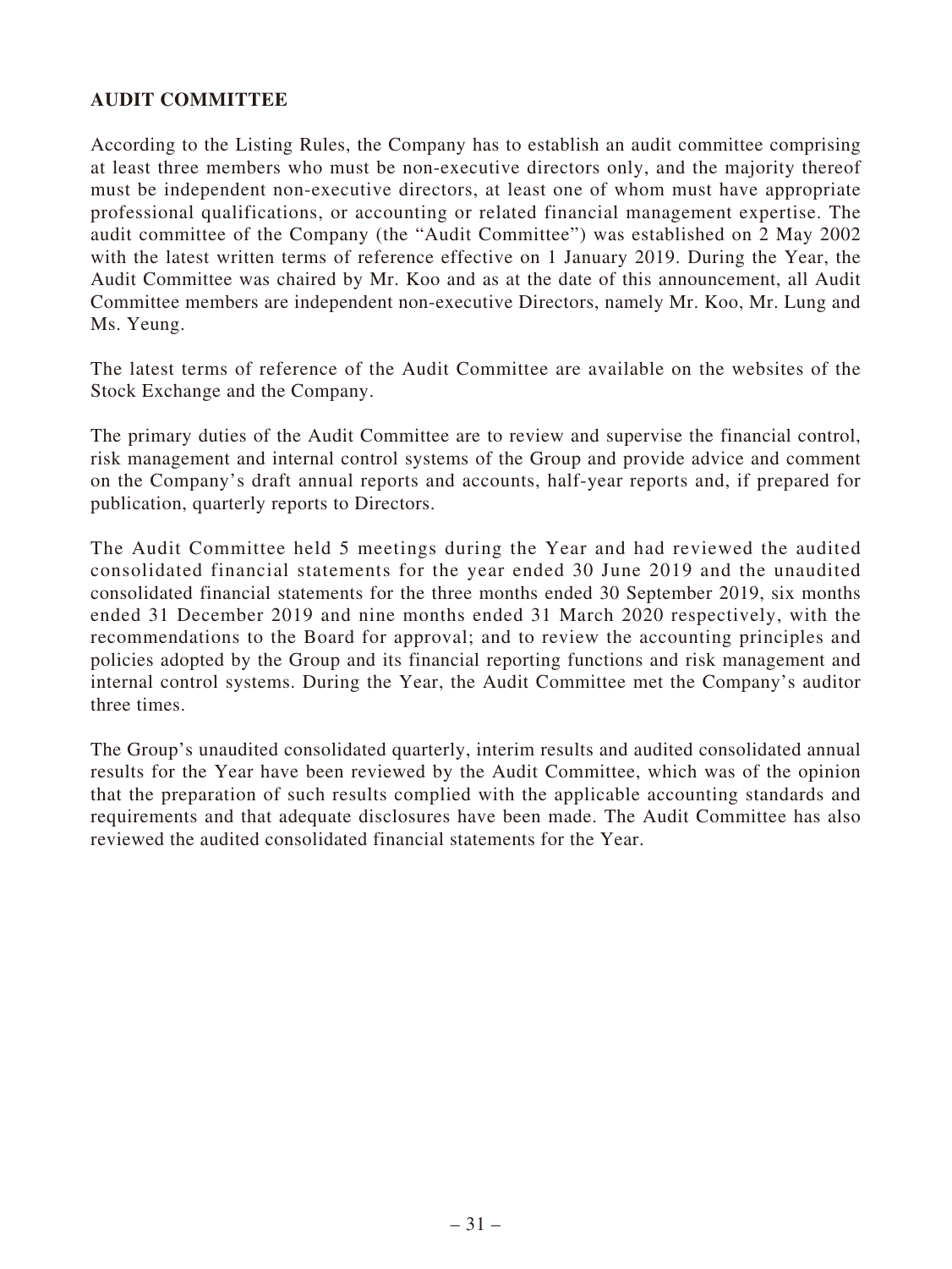## AUDIT COMMITTEE

According to the Listing Rules, the Company has to establish an audit committee comprising at least three members who must be non-executive directors only, and the majority thereof must be independent non-executive directors, at least one of whom must have appropriate professional qualifications, or accounting or related financial management expertise. The audit committee of the Company (the "Audit Committee") was established on 2 May 2002 with the latest written terms of reference effective on 1 January 2019. During the Year, the Audit Committee was chaired by Mr. Koo and as at the date of this announcement, all Audit Committee members are independent non-executive Directors, namely Mr. Koo, Mr. Lung and Ms. Yeung.

The latest terms of reference of the Audit Committee are available on the websites of the Stock Exchange and the Company.

The primary duties of the Audit Committee are to review and supervise the financial control, risk management and internal control systems of the Group and provide advice and comment on the Company's draft annual reports and accounts, half-year reports and, if prepared for publication, quarterly reports to Directors.

The Audit Committee held 5 meetings during the Year and had reviewed the audited consolidated financial statements for the year ended 30 June 2019 and the unaudited consolidated financial statements for the three months ended 30 September 2019, six months ended 31 December 2019 and nine months ended 31 March 2020 respectively, with the recommendations to the Board for approval; and to review the accounting principles and policies adopted by the Group and its financial reporting functions and risk management and internal control systems. During the Year, the Audit Committee met the Company's auditor three times.

The Group's unaudited consolidated quarterly, interim results and audited consolidated annual results for the Year have been reviewed by the Audit Committee, which was of the opinion that the preparation of such results complied with the applicable accounting standards and requirements and that adequate disclosures have been made. The Audit Committee has also reviewed the audited consolidated financial statements for the Year.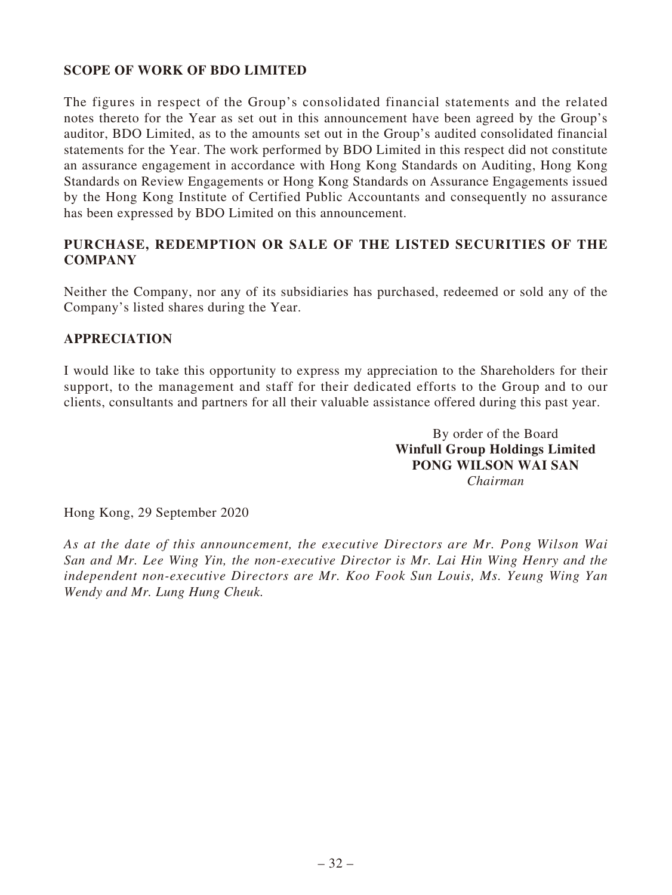## SCOPE OF WORK OF BDO LIMITED

The figures in respect of the Group's consolidated financial statements and the related notes thereto for the Year as set out in this announcement have been agreed by the Group's auditor, BDO Limited, as to the amounts set out in the Group's audited consolidated financial statements for the Year. The work performed by BDO Limited in this respect did not constitute an assurance engagement in accordance with Hong Kong Standards on Auditing, Hong Kong Standards on Review Engagements or Hong Kong Standards on Assurance Engagements issued by the Hong Kong Institute of Certified Public Accountants and consequently no assurance has been expressed by BDO Limited on this announcement.

## PURCHASE, REDEMPTION OR SALE OF THE LISTED SECURITIES OF THE COMPANY

Neither the Company, nor any of its subsidiaries has purchased, redeemed or sold any of the Company's listed shares during the Year.

## APPRECIATION

I would like to take this opportunity to express my appreciation to the Shareholders for their support, to the management and staff for their dedicated efforts to the Group and to our clients, consultants and partners for all their valuable assistance offered during this past year.

By order of the Board
**Winfull Group Holdings Limited**
**PONG WILSON WAI SAN**
*Chairman*

Hong Kong, 29 September 2020

*As at the date of this announcement, the executive Directors are Mr. Pong Wilson Wai San and Mr. Lee Wing Yin, the non-executive Director is Mr. Lai Hin Wing Henry and the independent non-executive Directors are Mr. Koo Fook Sun Louis, Ms. Yeung Wing Yan Wendy and Mr. Lung Hung Cheuk.*